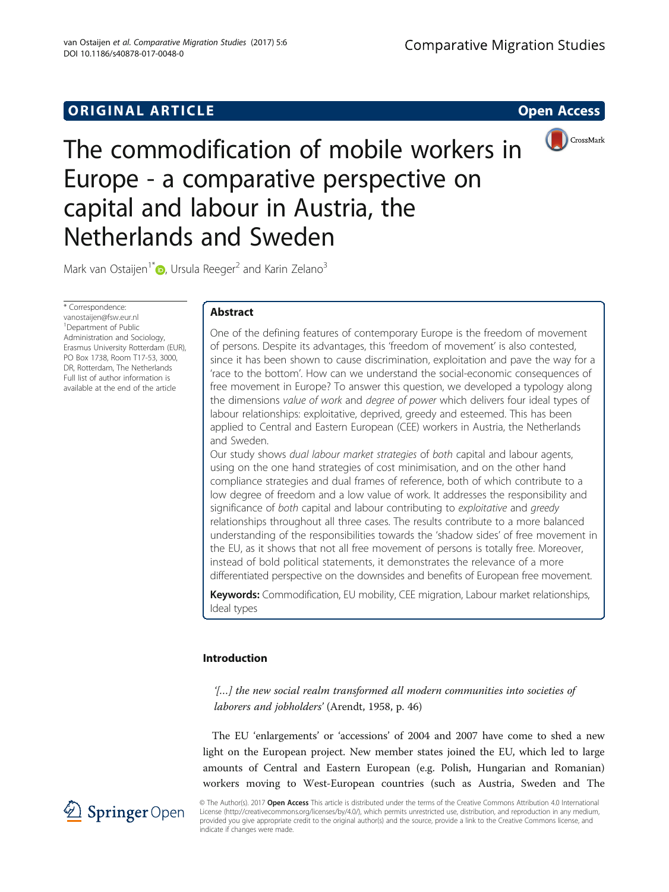ORIGINAL ARTICLE

Open Access

# The commodification of mobile workers in Europe - a comparative perspective on capital and labour in Austria, the Netherlands and Sweden

Mark van Ostaijen[1*], Ursula Reeger[2] and Karin Zelano[3]

\* Correspondence: vanostaijen@fsw.eur.nl
[1]Department of Public Administration and Sociology, Erasmus University Rotterdam (EUR), PO Box 1738, Room T17-53, 3000, DR, Rotterdam, The Netherlands
Full list of author information is available at the end of the article

## Abstract

One of the defining features of contemporary Europe is the freedom of movement of persons. Despite its advantages, this 'freedom of movement' is also contested, since it has been shown to cause discrimination, exploitation and pave the way for a 'race to the bottom'. How can we understand the social-economic consequences of free movement in Europe? To answer this question, we developed a typology along the dimensions *value of work* and *degree of power* which delivers four ideal types of labour relationships: exploitative, deprived, greedy and esteemed. This has been applied to Central and Eastern European (CEE) workers in Austria, the Netherlands and Sweden.

Our study shows *dual labour market strategies* of *both* capital and labour agents, using on the one hand strategies of cost minimisation, and on the other hand compliance strategies and dual frames of reference, both of which contribute to a low degree of freedom and a low value of work. It addresses the responsibility and significance of *both* capital and labour contributing to *exploitative* and *greedy* relationships throughout all three cases. The results contribute to a more balanced understanding of the responsibilities towards the 'shadow sides' of free movement in the EU, as it shows that not all free movement of persons is totally free. Moreover, instead of bold political statements, it demonstrates the relevance of a more differentiated perspective on the downsides and benefits of European free movement.

**Keywords:** Commodification, EU mobility, CEE migration, Labour market relationships, Ideal types

## Introduction

*'[...] the new social realm transformed all modern communities into societies of laborers and jobholders'* (Arendt, 1958, p. 46)

The EU 'enlargements' or 'accessions' of 2004 and 2007 have come to shed a new light on the European project. New member states joined the EU, which led to large amounts of Central and Eastern European (e.g. Polish, Hungarian and Romanian) workers moving to West-European countries (such as Austria, Sweden and The

© The Author(s). 2017 **Open Access** This article is distributed under the terms of the Creative Commons Attribution 4.0 International License (http://creativecommons.org/licenses/by/4.0/), which permits unrestricted use, distribution, and reproduction in any medium, provided you give appropriate credit to the original author(s) and the source, provide a link to the Creative Commons license, and indicate if changes were made.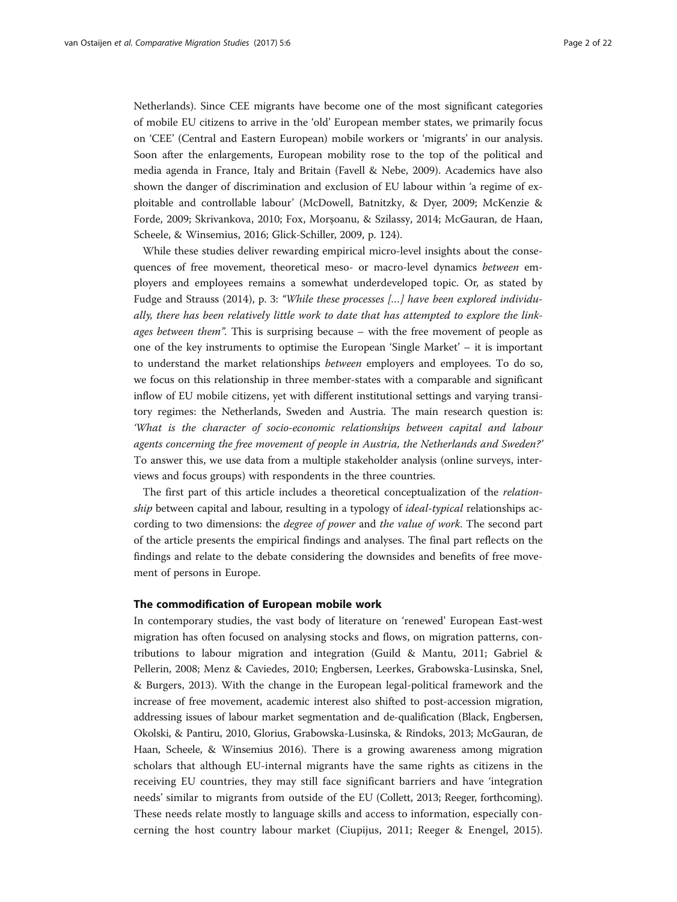Netherlands). Since CEE migrants have become one of the most significant categories of mobile EU citizens to arrive in the 'old' European member states, we primarily focus on 'CEE' (Central and Eastern European) mobile workers or 'migrants' in our analysis. Soon after the enlargements, European mobility rose to the top of the political and media agenda in France, Italy and Britain (Favell & Nebe, 2009). Academics have also shown the danger of discrimination and exclusion of EU labour within 'a regime of exploitable and controllable labour' (McDowell, Batnitzky, & Dyer, 2009; McKenzie & Forde, 2009; Skrivankova, 2010; Fox, Morşoanu, & Szilassy, 2014; McGauran, de Haan, Scheele, & Winsemius, 2016; Glick-Schiller, 2009, p. 124).

While these studies deliver rewarding empirical micro-level insights about the consequences of free movement, theoretical meso- or macro-level dynamics *between* employers and employees remains a somewhat underdeveloped topic. Or, as stated by Fudge and Strauss (2014), p. 3: *"While these processes [...] have been explored individually, there has been relatively little work to date that has attempted to explore the linkages between them"*. This is surprising because – with the free movement of people as one of the key instruments to optimise the European 'Single Market' – it is important to understand the market relationships *between* employers and employees. To do so, we focus on this relationship in three member-states with a comparable and significant inflow of EU mobile citizens, yet with different institutional settings and varying transitory regimes: the Netherlands, Sweden and Austria. The main research question is: *'What is the character of socio-economic relationships between capital and labour agents concerning the free movement of people in Austria, the Netherlands and Sweden?'* To answer this, we use data from a multiple stakeholder analysis (online surveys, interviews and focus groups) with respondents in the three countries.

The first part of this article includes a theoretical conceptualization of the *relationship* between capital and labour, resulting in a typology of *ideal-typical* relationships according to two dimensions: the *degree of power* and *the value of work*. The second part of the article presents the empirical findings and analyses. The final part reflects on the findings and relate to the debate considering the downsides and benefits of free movement of persons in Europe.

## The commodification of European mobile work

In contemporary studies, the vast body of literature on 'renewed' European East-west migration has often focused on analysing stocks and flows, on migration patterns, contributions to labour migration and integration (Guild & Mantu, 2011; Gabriel & Pellerin, 2008; Menz & Caviedes, 2010; Engbersen, Leerkes, Grabowska-Lusinska, Snel, & Burgers, 2013). With the change in the European legal-political framework and the increase of free movement, academic interest also shifted to post-accession migration, addressing issues of labour market segmentation and de-qualification (Black, Engbersen, Okolski, & Pantiru, 2010, Glorius, Grabowska-Lusinska, & Rindoks, 2013; McGauran, de Haan, Scheele, & Winsemius 2016). There is a growing awareness among migration scholars that although EU-internal migrants have the same rights as citizens in the receiving EU countries, they may still face significant barriers and have 'integration needs' similar to migrants from outside of the EU (Collett, 2013; Reeger, forthcoming). These needs relate mostly to language skills and access to information, especially concerning the host country labour market (Ciupijus, 2011; Reeger & Enengel, 2015).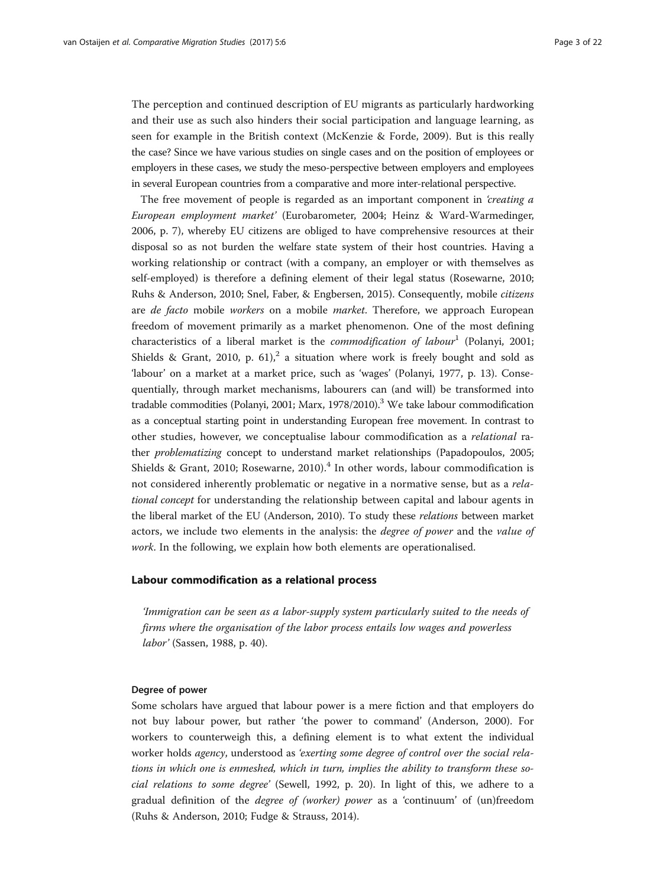The perception and continued description of EU migrants as particularly hardworking and their use as such also hinders their social participation and language learning, as seen for example in the British context (McKenzie & Forde, 2009). But is this really the case? Since we have various studies on single cases and on the position of employees or employers in these cases, we study the meso-perspective between employers and employees in several European countries from a comparative and more inter-relational perspective.

The free movement of people is regarded as an important component in *'creating a European employment market'* (Eurobarometer, 2004; Heinz & Ward-Warmedinger, 2006, p. 7), whereby EU citizens are obliged to have comprehensive resources at their disposal so as not burden the welfare state system of their host countries. Having a working relationship or contract (with a company, an employer or with themselves as self-employed) is therefore a defining element of their legal status (Rosewarne, 2010; Ruhs & Anderson, 2010; Snel, Faber, & Engbersen, 2015). Consequently, mobile *citizens* are *de facto* mobile *workers* on a mobile *market*. Therefore, we approach European freedom of movement primarily as a market phenomenon. One of the most defining characteristics of a liberal market is the *commodification of labour*[1] (Polanyi, 2001; Shields & Grant, 2010, p. 61),[2] a situation where work is freely bought and sold as 'labour' on a market at a market price, such as 'wages' (Polanyi, 1977, p. 13). Consequentially, through market mechanisms, labourers can (and will) be transformed into tradable commodities (Polanyi, 2001; Marx, 1978/2010).[3] We take labour commodification as a conceptual starting point in understanding European free movement. In contrast to other studies, however, we conceptualise labour commodification as a *relational* rather *problematizing* concept to understand market relationships (Papadopoulos, 2005; Shields & Grant, 2010; Rosewarne, 2010).[4] In other words, labour commodification is not considered inherently problematic or negative in a normative sense, but as a *relational concept* for understanding the relationship between capital and labour agents in the liberal market of the EU (Anderson, 2010). To study these *relations* between market actors, we include two elements in the analysis: the *degree of power* and the *value of work*. In the following, we explain how both elements are operationalised.

## Labour commodification as a relational process

> *'Immigration can be seen as a labor-supply system particularly suited to the needs of firms where the organisation of the labor process entails low wages and powerless labor'* (Sassen, 1988, p. 40).

### Degree of power

Some scholars have argued that labour power is a mere fiction and that employers do not buy labour power, but rather 'the power to command' (Anderson, 2000). For workers to counterweigh this, a defining element is to what extent the individual worker holds *agency*, understood as *'exerting some degree of control over the social relations in which one is enmeshed, which in turn, implies the ability to transform these social relations to some degree'* (Sewell, 1992, p. 20). In light of this, we adhere to a gradual definition of the *degree of (worker) power* as a 'continuum' of (un)freedom (Ruhs & Anderson, 2010; Fudge & Strauss, 2014).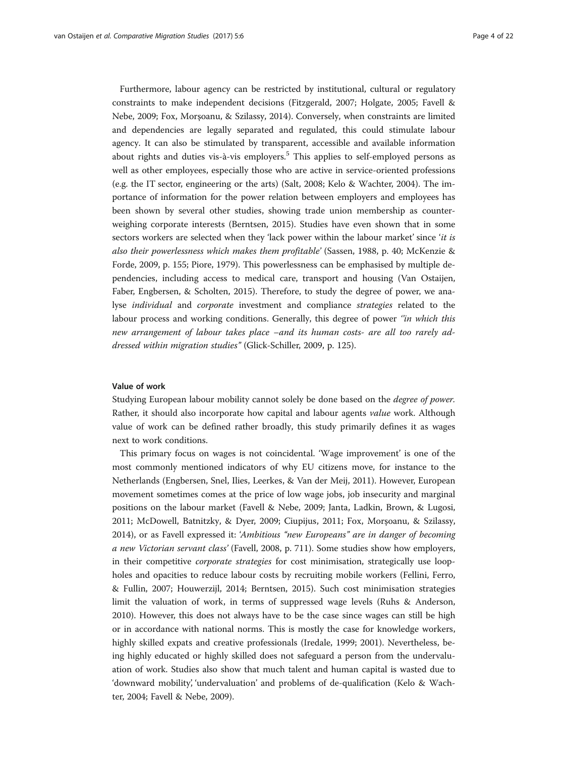Furthermore, labour agency can be restricted by institutional, cultural or regulatory constraints to make independent decisions (Fitzgerald, 2007; Holgate, 2005; Favell & Nebe, 2009; Fox, Morşoanu, & Szilassy, 2014). Conversely, when constraints are limited and dependencies are legally separated and regulated, this could stimulate labour agency. It can also be stimulated by transparent, accessible and available information about rights and duties vis-à-vis employers.[5] This applies to self-employed persons as well as other employees, especially those who are active in service-oriented professions (e.g. the IT sector, engineering or the arts) (Salt, 2008; Kelo & Wachter, 2004). The importance of information for the power relation between employers and employees has been shown by several other studies, showing trade union membership as counterweighing corporate interests (Berntsen, 2015). Studies have even shown that in some sectors workers are selected when they 'lack power within the labour market' since '*it is also their powerlessness which makes them profitable*' (Sassen, 1988, p. 40; McKenzie & Forde, 2009, p. 155; Piore, 1979). This powerlessness can be emphasised by multiple dependencies, including access to medical care, transport and housing (Van Ostaijen, Faber, Engbersen, & Scholten, 2015). Therefore, to study the degree of power, we analyse *individual* and *corporate* investment and compliance *strategies* related to the labour process and working conditions. Generally, this degree of power *''in which this new arrangement of labour takes place –and its human costs- are all too rarely addressed within migration studies"* (Glick-Schiller, 2009, p. 125).

### Value of work

Studying European labour mobility cannot solely be done based on the *degree of power*. Rather, it should also incorporate how capital and labour agents *value* work. Although value of work can be defined rather broadly, this study primarily defines it as wages next to work conditions.

This primary focus on wages is not coincidental. 'Wage improvement' is one of the most commonly mentioned indicators of why EU citizens move, for instance to the Netherlands (Engbersen, Snel, Ilies, Leerkes, & Van der Meij, 2011). However, European movement sometimes comes at the price of low wage jobs, job insecurity and marginal positions on the labour market (Favell & Nebe, 2009; Janta, Ladkin, Brown, & Lugosi, 2011; McDowell, Batnitzky, & Dyer, 2009; Ciupijus, 2011; Fox, Morşoanu, & Szilassy, 2014), or as Favell expressed it: '*Ambitious "new Europeans" are in danger of becoming a new Victorian servant class*' (Favell, 2008, p. 711). Some studies show how employers, in their competitive *corporate strategies* for cost minimisation, strategically use loopholes and opacities to reduce labour costs by recruiting mobile workers (Fellini, Ferro, & Fullin, 2007; Houwerzijl, 2014; Berntsen, 2015). Such cost minimisation strategies limit the valuation of work, in terms of suppressed wage levels (Ruhs & Anderson, 2010). However, this does not always have to be the case since wages can still be high or in accordance with national norms. This is mostly the case for knowledge workers, highly skilled expats and creative professionals (Iredale, 1999; 2001). Nevertheless, being highly educated or highly skilled does not safeguard a person from the undervaluation of work. Studies also show that much talent and human capital is wasted due to 'downward mobility', 'undervaluation' and problems of de-qualification (Kelo & Wachter, 2004; Favell & Nebe, 2009).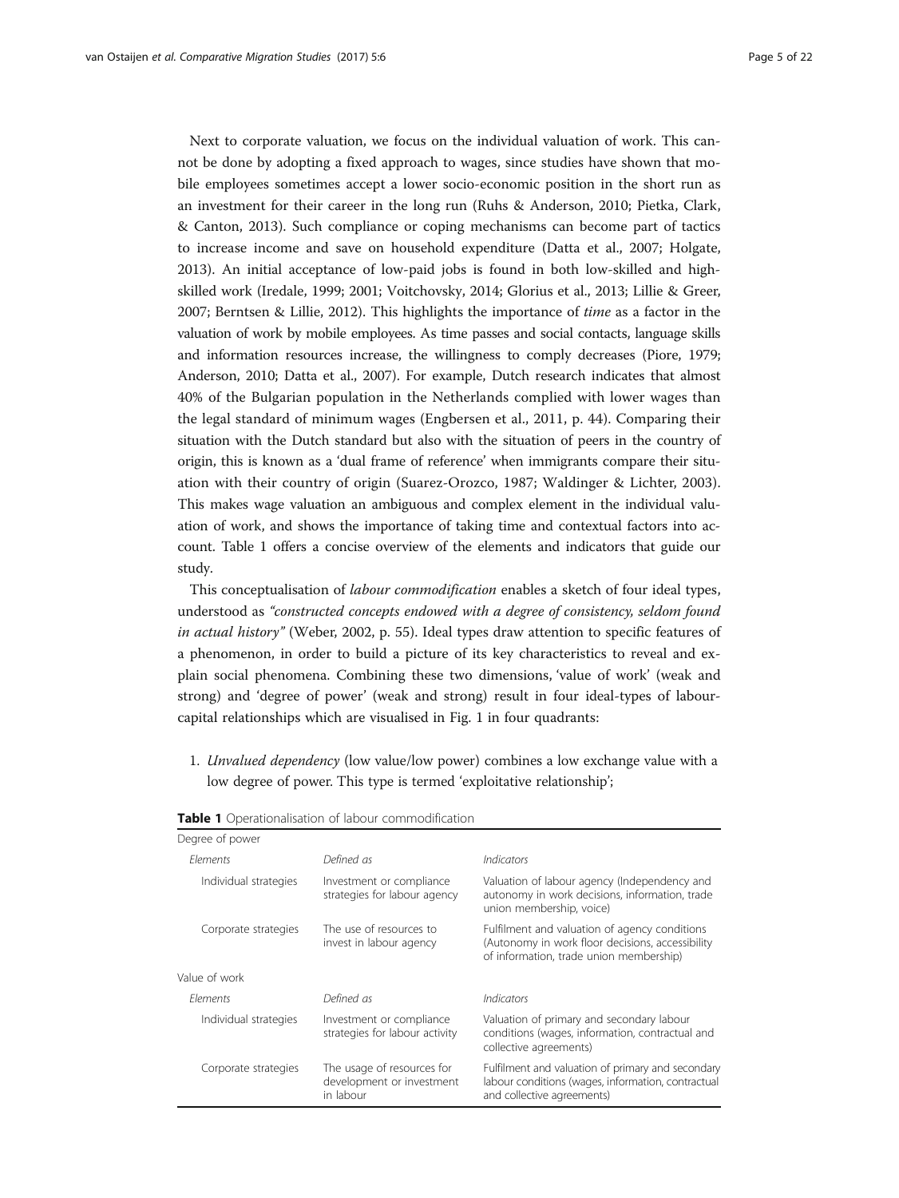Next to corporate valuation, we focus on the individual valuation of work. This cannot be done by adopting a fixed approach to wages, since studies have shown that mobile employees sometimes accept a lower socio-economic position in the short run as an investment for their career in the long run (Ruhs & Anderson, 2010; Pietka, Clark, & Canton, 2013). Such compliance or coping mechanisms can become part of tactics to increase income and save on household expenditure (Datta et al., 2007; Holgate, 2013). An initial acceptance of low-paid jobs is found in both low-skilled and high-skilled work (Iredale, 1999; 2001; Voitchovsky, 2014; Glorius et al., 2013; Lillie & Greer, 2007; Berntsen & Lillie, 2012). This highlights the importance of *time* as a factor in the valuation of work by mobile employees. As time passes and social contacts, language skills and information resources increase, the willingness to comply decreases (Piore, 1979; Anderson, 2010; Datta et al., 2007). For example, Dutch research indicates that almost 40% of the Bulgarian population in the Netherlands complied with lower wages than the legal standard of minimum wages (Engbersen et al., 2011, p. 44). Comparing their situation with the Dutch standard but also with the situation of peers in the country of origin, this is known as a 'dual frame of reference' when immigrants compare their situation with their country of origin (Suarez-Orozco, 1987; Waldinger & Lichter, 2003). This makes wage valuation an ambiguous and complex element in the individual valuation of work, and shows the importance of taking time and contextual factors into account. Table 1 offers a concise overview of the elements and indicators that guide our study.

This conceptualisation of *labour commodification* enables a sketch of four ideal types, understood as *"constructed concepts endowed with a degree of consistency, seldom found in actual history"* (Weber, 2002, p. 55). Ideal types draw attention to specific features of a phenomenon, in order to build a picture of its key characteristics to reveal and explain social phenomena. Combining these two dimensions, 'value of work' (weak and strong) and 'degree of power' (weak and strong) result in four ideal-types of labour-capital relationships which are visualised in Fig. 1 in four quadrants:

1. *Unvalued dependency* (low value/low power) combines a low exchange value with a low degree of power. This type is termed 'exploitative relationship';

**Table 1** Operationalisation of labour commodification

| Degree of power | | |
|---|---|---|
| *Elements* | *Defined as* | *Indicators* |
| Individual strategies | Investment or compliance strategies for labour agency | Valuation of labour agency (Independency and autonomy in work decisions, information, trade union membership, voice) |
| Corporate strategies | The use of resources to invest in labour agency | Fulfilment and valuation of agency conditions (Autonomy in work floor decisions, accessibility of information, trade union membership) |
| **Value of work** | | |
| *Elements* | *Defined as* | *Indicators* |
| Individual strategies | Investment or compliance strategies for labour activity | Valuation of primary and secondary labour conditions (wages, information, contractual and collective agreements) |
| Corporate strategies | The usage of resources for development or investment in labour | Fulfilment and valuation of primary and secondary labour conditions (wages, information, contractual and collective agreements) |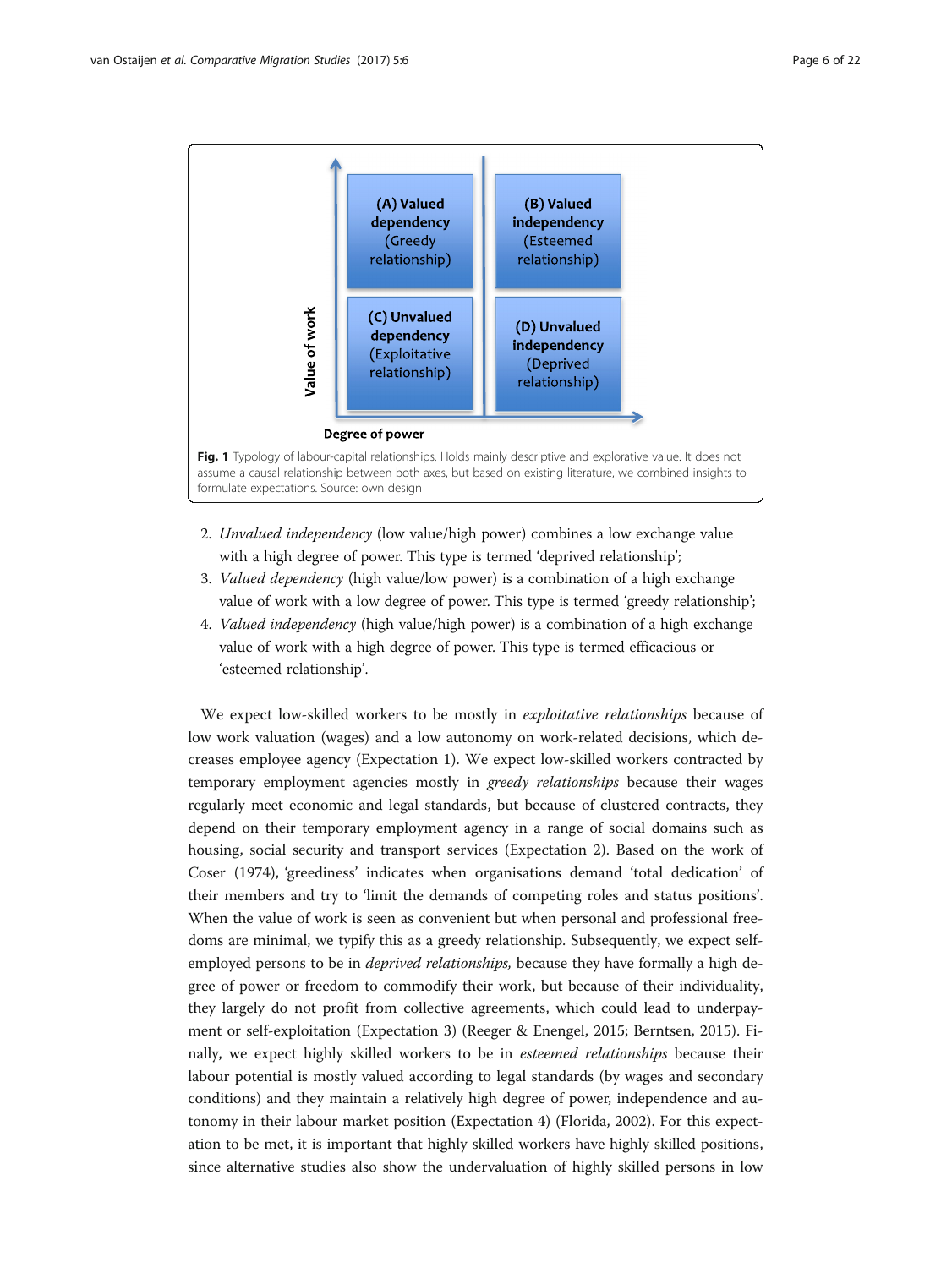**Fig. 1** Typology of labour-capital relationships. Holds mainly descriptive and explorative value. It does not assume a causal relationship between both axes, but based on existing literature, we combined insights to formulate expectations. Source: own design

2. *Unvalued independency* (low value/high power) combines a low exchange value with a high degree of power. This type is termed 'deprived relationship';
3. *Valued dependency* (high value/low power) is a combination of a high exchange value of work with a low degree of power. This type is termed 'greedy relationship';
4. *Valued independency* (high value/high power) is a combination of a high exchange value of work with a high degree of power. This type is termed efficacious or 'esteemed relationship'.

We expect low-skilled workers to be mostly in *exploitative relationships* because of low work valuation (wages) and a low autonomy on work-related decisions, which decreases employee agency (Expectation 1). We expect low-skilled workers contracted by temporary employment agencies mostly in *greedy relationships* because their wages regularly meet economic and legal standards, but because of clustered contracts, they depend on their temporary employment agency in a range of social domains such as housing, social security and transport services (Expectation 2). Based on the work of Coser (1974), 'greediness' indicates when organisations demand 'total dedication' of their members and try to 'limit the demands of competing roles and status positions'. When the value of work is seen as convenient but when personal and professional freedoms are minimal, we typify this as a greedy relationship. Subsequently, we expect self-employed persons to be in *deprived relationships*, because they have formally a high degree of power or freedom to commodify their work, but because of their individuality, they largely do not profit from collective agreements, which could lead to underpayment or self-exploitation (Expectation 3) (Reeger & Enengel, 2015; Berntsen, 2015). Finally, we expect highly skilled workers to be in *esteemed relationships* because their labour potential is mostly valued according to legal standards (by wages and secondary conditions) and they maintain a relatively high degree of power, independence and autonomy in their labour market position (Expectation 4) (Florida, 2002). For this expectation to be met, it is important that highly skilled workers have highly skilled positions, since alternative studies also show the undervaluation of highly skilled persons in low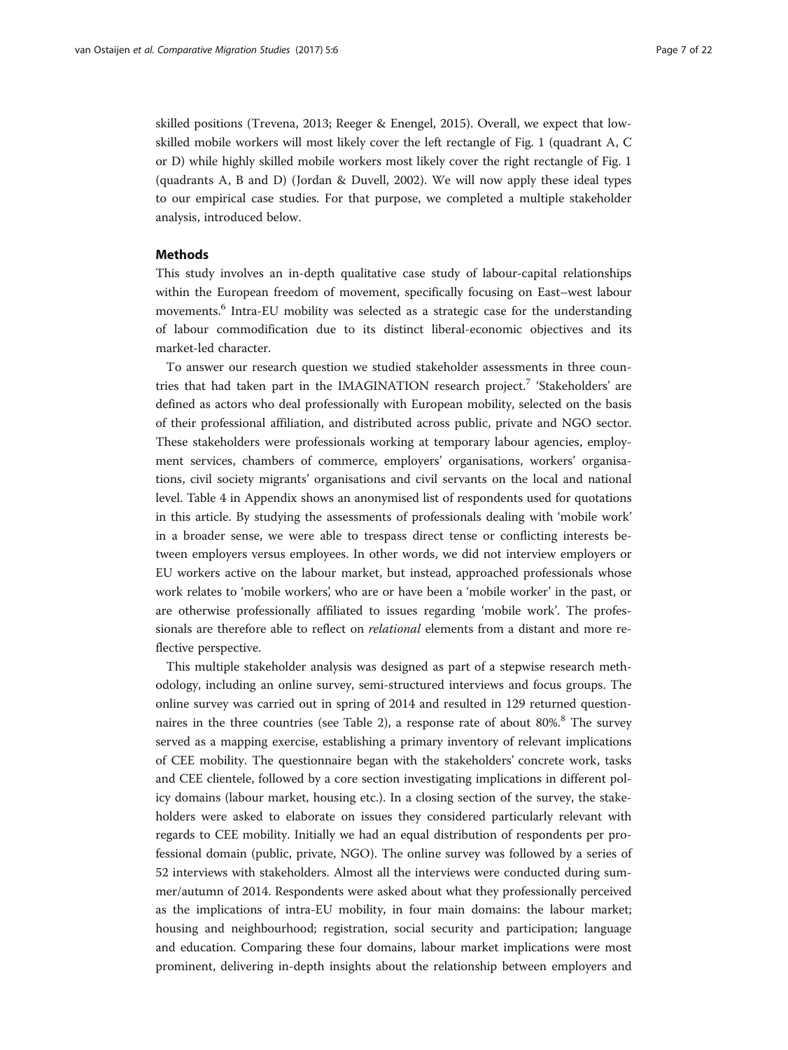skilled positions (Trevena, 2013; Reeger & Enengel, 2015). Overall, we expect that low-skilled mobile workers will most likely cover the left rectangle of Fig. 1 (quadrant A, C or D) while highly skilled mobile workers most likely cover the right rectangle of Fig. 1 (quadrants A, B and D) (Jordan & Duvell, 2002). We will now apply these ideal types to our empirical case studies. For that purpose, we completed a multiple stakeholder analysis, introduced below.

## Methods

This study involves an in-depth qualitative case study of labour-capital relationships within the European freedom of movement, specifically focusing on East–west labour movements.[6] Intra-EU mobility was selected as a strategic case for the understanding of labour commodification due to its distinct liberal-economic objectives and its market-led character.

To answer our research question we studied stakeholder assessments in three countries that had taken part in the IMAGINATION research project.[7] 'Stakeholders' are defined as actors who deal professionally with European mobility, selected on the basis of their professional affiliation, and distributed across public, private and NGO sector. These stakeholders were professionals working at temporary labour agencies, employment services, chambers of commerce, employers' organisations, workers' organisations, civil society migrants' organisations and civil servants on the local and national level. Table 4 in Appendix shows an anonymised list of respondents used for quotations in this article. By studying the assessments of professionals dealing with 'mobile work' in a broader sense, we were able to trespass direct tense or conflicting interests between employers versus employees. In other words, we did not interview employers or EU workers active on the labour market, but instead, approached professionals whose work relates to 'mobile workers', who are or have been a 'mobile worker' in the past, or are otherwise professionally affiliated to issues regarding 'mobile work'. The professionals are therefore able to reflect on *relational* elements from a distant and more reflective perspective.

This multiple stakeholder analysis was designed as part of a stepwise research methodology, including an online survey, semi-structured interviews and focus groups. The online survey was carried out in spring of 2014 and resulted in 129 returned questionnaires in the three countries (see Table 2), a response rate of about 80%.[8] The survey served as a mapping exercise, establishing a primary inventory of relevant implications of CEE mobility. The questionnaire began with the stakeholders' concrete work, tasks and CEE clientele, followed by a core section investigating implications in different policy domains (labour market, housing etc.). In a closing section of the survey, the stakeholders were asked to elaborate on issues they considered particularly relevant with regards to CEE mobility. Initially we had an equal distribution of respondents per professional domain (public, private, NGO). The online survey was followed by a series of 52 interviews with stakeholders. Almost all the interviews were conducted during summer/autumn of 2014. Respondents were asked about what they professionally perceived as the implications of intra-EU mobility, in four main domains: the labour market; housing and neighbourhood; registration, social security and participation; language and education. Comparing these four domains, labour market implications were most prominent, delivering in-depth insights about the relationship between employers and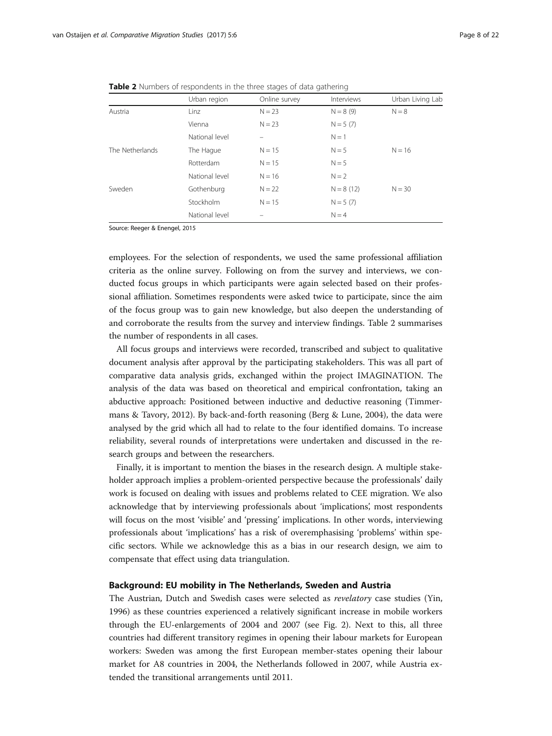**Table 2** Numbers of respondents in the three stages of data gathering

| | Urban region | Online survey | Interviews | Urban Living Lab |
|---|---|---|---|---|
| Austria | Linz | N = 23 | N = 8 (9) | N = 8 |
| | Vienna | N = 23 | N = 5 (7) | |
| | National level | – | N = 1 | |
| The Netherlands | The Hague | N = 15 | N = 5 | N = 16 |
| | Rotterdam | N = 15 | N = 5 | |
| | National level | N = 16 | N = 2 | |
| Sweden | Gothenburg | N = 22 | N = 8 (12) | N = 30 |
| | Stockholm | N = 15 | N = 5 (7) | |
| | National level | – | N = 4 | |

Source: Reeger & Enengel, 2015

employees. For the selection of respondents, we used the same professional affiliation criteria as the online survey. Following on from the survey and interviews, we conducted focus groups in which participants were again selected based on their professional affiliation. Sometimes respondents were asked twice to participate, since the aim of the focus group was to gain new knowledge, but also deepen the understanding of and corroborate the results from the survey and interview findings. Table 2 summarises the number of respondents in all cases.

All focus groups and interviews were recorded, transcribed and subject to qualitative document analysis after approval by the participating stakeholders. This was all part of comparative data analysis grids, exchanged within the project IMAGINATION. The analysis of the data was based on theoretical and empirical confrontation, taking an abductive approach: Positioned between inductive and deductive reasoning (Timmermans & Tavory, 2012). By back-and-forth reasoning (Berg & Lune, 2004), the data were analysed by the grid which all had to relate to the four identified domains. To increase reliability, several rounds of interpretations were undertaken and discussed in the research groups and between the researchers.

Finally, it is important to mention the biases in the research design. A multiple stakeholder approach implies a problem-oriented perspective because the professionals' daily work is focused on dealing with issues and problems related to CEE migration. We also acknowledge that by interviewing professionals about 'implications', most respondents will focus on the most 'visible' and 'pressing' implications. In other words, interviewing professionals about 'implications' has a risk of overemphasising 'problems' within specific sectors. While we acknowledge this as a bias in our research design, we aim to compensate that effect using data triangulation.

## Background: EU mobility in The Netherlands, Sweden and Austria

The Austrian, Dutch and Swedish cases were selected as *revelatory* case studies (Yin, 1996) as these countries experienced a relatively significant increase in mobile workers through the EU-enlargements of 2004 and 2007 (see Fig. 2). Next to this, all three countries had different transitory regimes in opening their labour markets for European workers: Sweden was among the first European member-states opening their labour market for A8 countries in 2004, the Netherlands followed in 2007, while Austria extended the transitional arrangements until 2011.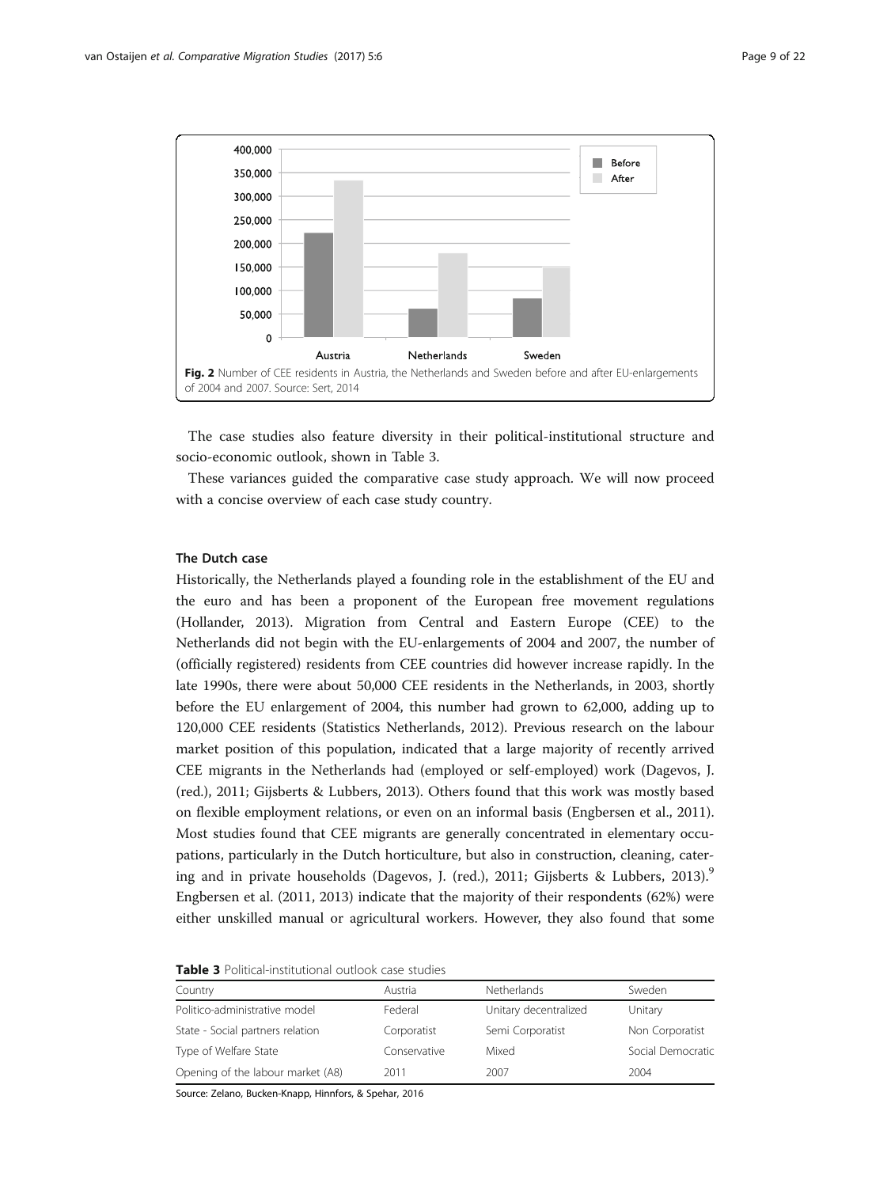Fig. 2 Number of CEE residents in Austria, the Netherlands and Sweden before and after EU-enlargements of 2004 and 2007. Source: Sert, 2014

The case studies also feature diversity in their political-institutional structure and socio-economic outlook, shown in Table 3.

These variances guided the comparative case study approach. We will now proceed with a concise overview of each case study country.

### The Dutch case

Historically, the Netherlands played a founding role in the establishment of the EU and the euro and has been a proponent of the European free movement regulations (Hollander, 2013). Migration from Central and Eastern Europe (CEE) to the Netherlands did not begin with the EU-enlargements of 2004 and 2007, the number of (officially registered) residents from CEE countries did however increase rapidly. In the late 1990s, there were about 50,000 CEE residents in the Netherlands, in 2003, shortly before the EU enlargement of 2004, this number had grown to 62,000, adding up to 120,000 CEE residents (Statistics Netherlands, 2012). Previous research on the labour market position of this population, indicated that a large majority of recently arrived CEE migrants in the Netherlands had (employed or self-employed) work (Dagevos, J. (red.), 2011; Gijsberts & Lubbers, 2013). Others found that this work was mostly based on flexible employment relations, or even on an informal basis (Engbersen et al., 2011). Most studies found that CEE migrants are generally concentrated in elementary occupations, particularly in the Dutch horticulture, but also in construction, cleaning, catering and in private households (Dagevos, J. (red.), 2011; Gijsberts & Lubbers, 2013).[9] Engbersen et al. (2011, 2013) indicate that the majority of their respondents (62%) were either unskilled manual or agricultural workers. However, they also found that some

**Table 3** Political-institutional outlook case studies

| Country | Austria | Netherlands | Sweden |
|---|---|---|---|
| Politico-administrative model | Federal | Unitary decentralized | Unitary |
| State - Social partners relation | Corporatist | Semi Corporatist | Non Corporatist |
| Type of Welfare State | Conservative | Mixed | Social Democratic |
| Opening of the labour market (A8) | 2011 | 2007 | 2004 |

Source: Zelano, Bucken-Knapp, Hinnfors, & Spehar, 2016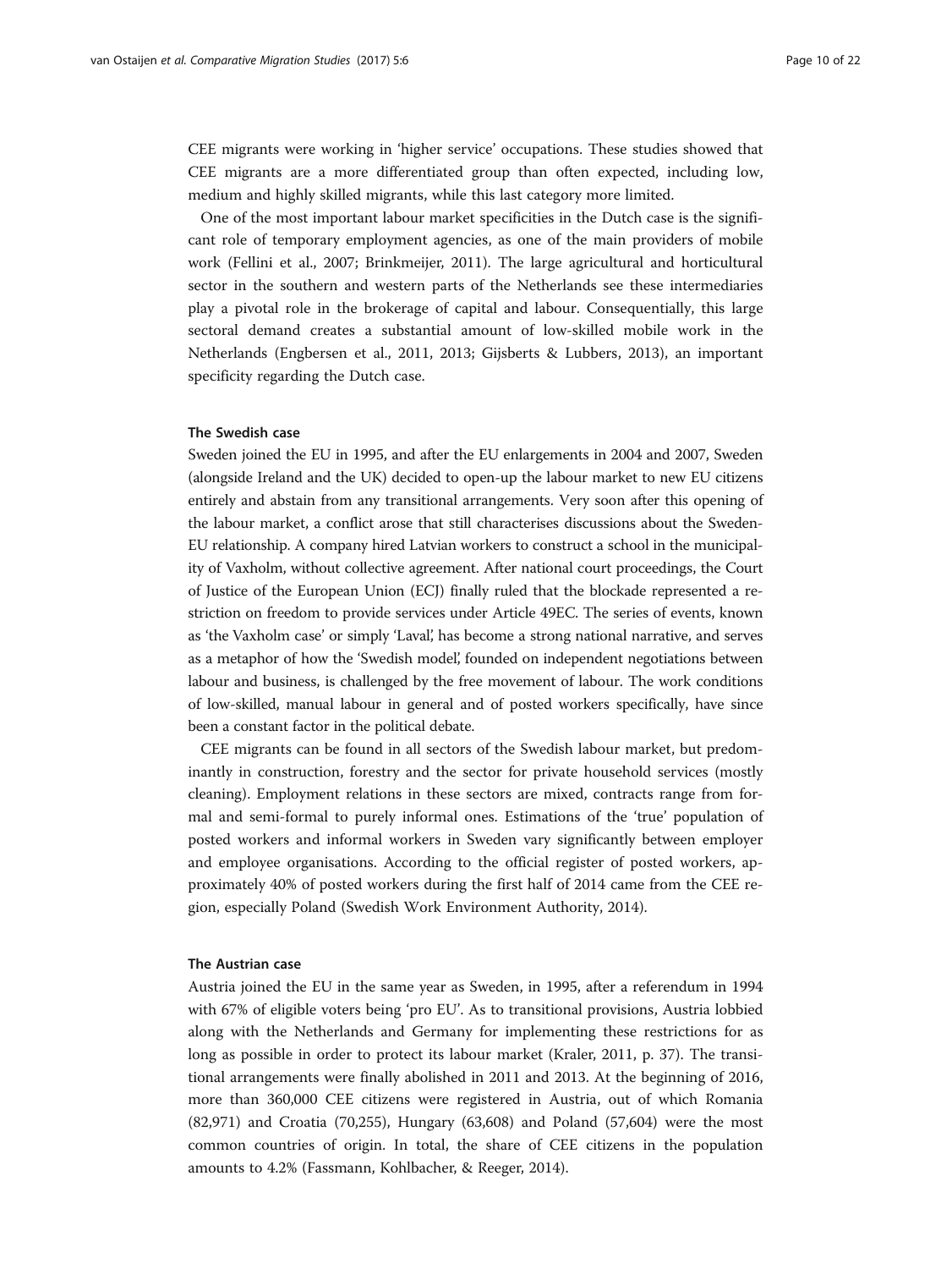CEE migrants were working in 'higher service' occupations. These studies showed that CEE migrants are a more differentiated group than often expected, including low, medium and highly skilled migrants, while this last category more limited.

One of the most important labour market specificities in the Dutch case is the significant role of temporary employment agencies, as one of the main providers of mobile work (Fellini et al., 2007; Brinkmeijer, 2011). The large agricultural and horticultural sector in the southern and western parts of the Netherlands see these intermediaries play a pivotal role in the brokerage of capital and labour. Consequentially, this large sectoral demand creates a substantial amount of low-skilled mobile work in the Netherlands (Engbersen et al., 2011, 2013; Gijsberts & Lubbers, 2013), an important specificity regarding the Dutch case.

#### The Swedish case

Sweden joined the EU in 1995, and after the EU enlargements in 2004 and 2007, Sweden (alongside Ireland and the UK) decided to open-up the labour market to new EU citizens entirely and abstain from any transitional arrangements. Very soon after this opening of the labour market, a conflict arose that still characterises discussions about the Sweden-EU relationship. A company hired Latvian workers to construct a school in the municipality of Vaxholm, without collective agreement. After national court proceedings, the Court of Justice of the European Union (ECJ) finally ruled that the blockade represented a restriction on freedom to provide services under Article 49EC. The series of events, known as 'the Vaxholm case' or simply 'Laval', has become a strong national narrative, and serves as a metaphor of how the 'Swedish model', founded on independent negotiations between labour and business, is challenged by the free movement of labour. The work conditions of low-skilled, manual labour in general and of posted workers specifically, have since been a constant factor in the political debate.

CEE migrants can be found in all sectors of the Swedish labour market, but predominantly in construction, forestry and the sector for private household services (mostly cleaning). Employment relations in these sectors are mixed, contracts range from formal and semi-formal to purely informal ones. Estimations of the 'true' population of posted workers and informal workers in Sweden vary significantly between employer and employee organisations. According to the official register of posted workers, approximately 40% of posted workers during the first half of 2014 came from the CEE region, especially Poland (Swedish Work Environment Authority, 2014).

#### The Austrian case

Austria joined the EU in the same year as Sweden, in 1995, after a referendum in 1994 with 67% of eligible voters being 'pro EU'. As to transitional provisions, Austria lobbied along with the Netherlands and Germany for implementing these restrictions for as long as possible in order to protect its labour market (Kraler, 2011, p. 37). The transitional arrangements were finally abolished in 2011 and 2013. At the beginning of 2016, more than 360,000 CEE citizens were registered in Austria, out of which Romania (82,971) and Croatia (70,255), Hungary (63,608) and Poland (57,604) were the most common countries of origin. In total, the share of CEE citizens in the population amounts to 4.2% (Fassmann, Kohlbacher, & Reeger, 2014).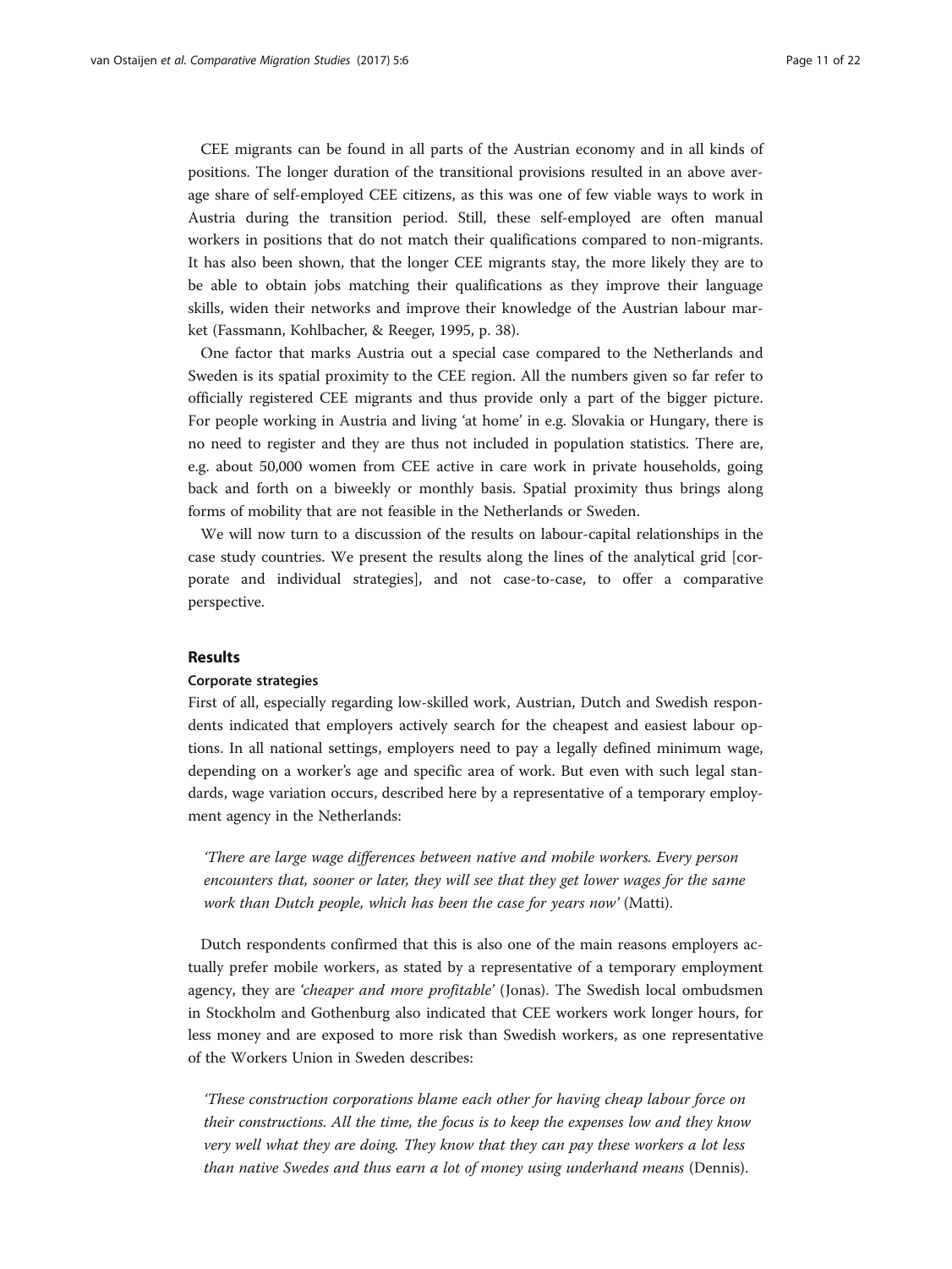CEE migrants can be found in all parts of the Austrian economy and in all kinds of positions. The longer duration of the transitional provisions resulted in an above average share of self-employed CEE citizens, as this was one of few viable ways to work in Austria during the transition period. Still, these self-employed are often manual workers in positions that do not match their qualifications compared to non-migrants. It has also been shown, that the longer CEE migrants stay, the more likely they are to be able to obtain jobs matching their qualifications as they improve their language skills, widen their networks and improve their knowledge of the Austrian labour market (Fassmann, Kohlbacher, & Reeger, 1995, p. 38).

One factor that marks Austria out a special case compared to the Netherlands and Sweden is its spatial proximity to the CEE region. All the numbers given so far refer to officially registered CEE migrants and thus provide only a part of the bigger picture. For people working in Austria and living 'at home' in e.g. Slovakia or Hungary, there is no need to register and they are thus not included in population statistics. There are, e.g. about 50,000 women from CEE active in care work in private households, going back and forth on a biweekly or monthly basis. Spatial proximity thus brings along forms of mobility that are not feasible in the Netherlands or Sweden.

We will now turn to a discussion of the results on labour-capital relationships in the case study countries. We present the results along the lines of the analytical grid [corporate and individual strategies], and not case-to-case, to offer a comparative perspective.

## Results

### Corporate strategies

First of all, especially regarding low-skilled work, Austrian, Dutch and Swedish respondents indicated that employers actively search for the cheapest and easiest labour options. In all national settings, employers need to pay a legally defined minimum wage, depending on a worker's age and specific area of work. But even with such legal standards, wage variation occurs, described here by a representative of a temporary employment agency in the Netherlands:

> *'There are large wage differences between native and mobile workers. Every person encounters that, sooner or later, they will see that they get lower wages for the same work than Dutch people, which has been the case for years now'* (Matti).

Dutch respondents confirmed that this is also one of the main reasons employers actually prefer mobile workers, as stated by a representative of a temporary employment agency, they are *'cheaper and more profitable'* (Jonas). The Swedish local ombudsmen in Stockholm and Gothenburg also indicated that CEE workers work longer hours, for less money and are exposed to more risk than Swedish workers, as one representative of the Workers Union in Sweden describes:

> *'These construction corporations blame each other for having cheap labour force on their constructions. All the time, the focus is to keep the expenses low and they know very well what they are doing. They know that they can pay these workers a lot less than native Swedes and thus earn a lot of money using underhand means* (Dennis).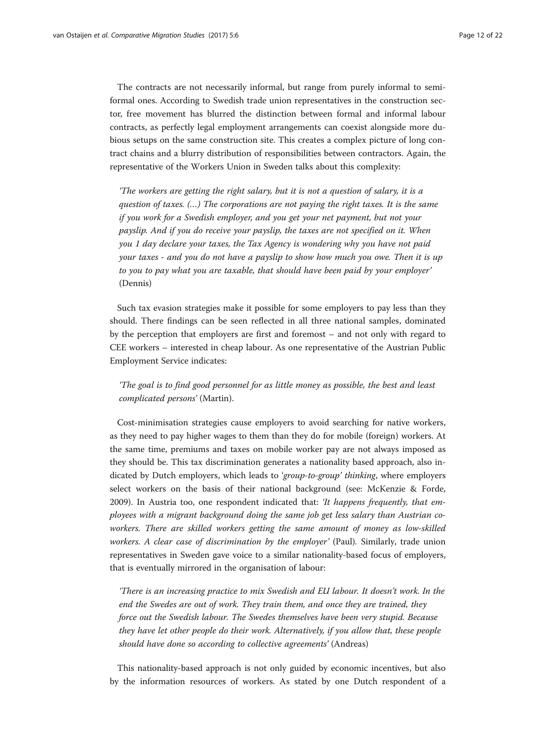The contracts are not necessarily informal, but range from purely informal to semi-formal ones. According to Swedish trade union representatives in the construction sector, free movement has blurred the distinction between formal and informal labour contracts, as perfectly legal employment arrangements can coexist alongside more dubious setups on the same construction site. This creates a complex picture of long contract chains and a blurry distribution of responsibilities between contractors. Again, the representative of the Workers Union in Sweden talks about this complexity:

> *'The workers are getting the right salary, but it is not a question of salary, it is a question of taxes. (…) The corporations are not paying the right taxes. It is the same if you work for a Swedish employer, and you get your net payment, but not your payslip. And if you do receive your payslip, the taxes are not specified on it. When you 1 day declare your taxes, the Tax Agency is wondering why you have not paid your taxes - and you do not have a payslip to show how much you owe. Then it is up to you to pay what you are taxable, that should have been paid by your employer'* (Dennis)

Such tax evasion strategies make it possible for some employers to pay less than they should. There findings can be seen reflected in all three national samples, dominated by the perception that employers are first and foremost – and not only with regard to CEE workers – interested in cheap labour. As one representative of the Austrian Public Employment Service indicates:

> *'The goal is to find good personnel for as little money as possible, the best and least complicated persons'* (Martin).

Cost-minimisation strategies cause employers to avoid searching for native workers, as they need to pay higher wages to them than they do for mobile (foreign) workers. At the same time, premiums and taxes on mobile worker pay are not always imposed as they should be. This tax discrimination generates a nationality based approach, also indicated by Dutch employers, which leads to *'group-to-group' thinking*, where employers select workers on the basis of their national background (see: McKenzie & Forde, 2009). In Austria too, one respondent indicated that: *'It happens frequently, that employees with a migrant background doing the same job get less salary than Austrian co-workers. There are skilled workers getting the same amount of money as low-skilled workers. A clear case of discrimination by the employer'* (Paul). Similarly, trade union representatives in Sweden gave voice to a similar nationality-based focus of employers, that is eventually mirrored in the organisation of labour:

> *'There is an increasing practice to mix Swedish and EU labour. It doesn't work. In the end the Swedes are out of work. They train them, and once they are trained, they force out the Swedish labour. The Swedes themselves have been very stupid. Because they have let other people do their work. Alternatively, if you allow that, these people should have done so according to collective agreements'* (Andreas)

This nationality-based approach is not only guided by economic incentives, but also by the information resources of workers. As stated by one Dutch respondent of a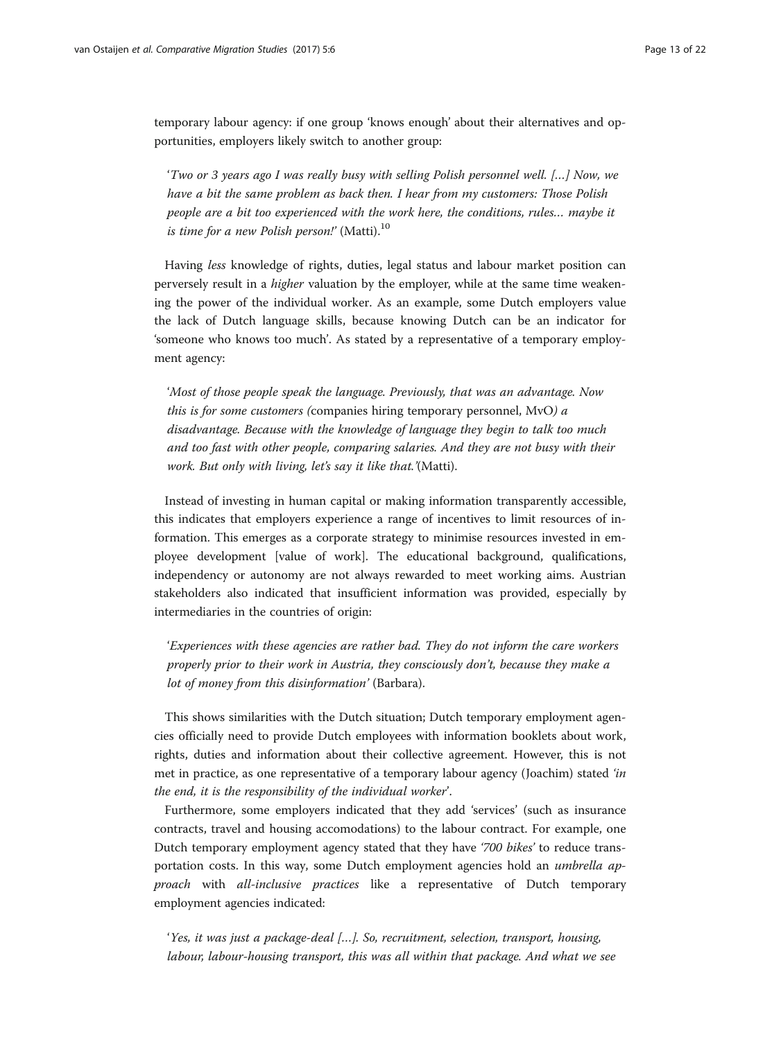temporary labour agency: if one group 'knows enough' about their alternatives and opportunities, employers likely switch to another group:

> '*Two or 3 years ago I was really busy with selling Polish personnel well. [...] Now, we have a bit the same problem as back then. I hear from my customers: Those Polish people are a bit too experienced with the work here, the conditions, rules... maybe it is time for a new Polish person!*' (Matti).[10]

Having *less* knowledge of rights, duties, legal status and labour market position can perversely result in a *higher* valuation by the employer, while at the same time weakening the power of the individual worker. As an example, some Dutch employers value the lack of Dutch language skills, because knowing Dutch can be an indicator for 'someone who knows too much'. As stated by a representative of a temporary employment agency:

> '*Most of those people speak the language. Previously, that was an advantage. Now this is for some customers (*companies hiring temporary personnel, MvO*) a disadvantage. Because with the knowledge of language they begin to talk too much and too fast with other people, comparing salaries. And they are not busy with their work. But only with living, let's say it like that.*'(Matti).

Instead of investing in human capital or making information transparently accessible, this indicates that employers experience a range of incentives to limit resources of information. This emerges as a corporate strategy to minimise resources invested in employee development [value of work]. The educational background, qualifications, independency or autonomy are not always rewarded to meet working aims. Austrian stakeholders also indicated that insufficient information was provided, especially by intermediaries in the countries of origin:

> '*Experiences with these agencies are rather bad. They do not inform the care workers properly prior to their work in Austria, they consciously don't, because they make a lot of money from this disinformation*' (Barbara).

This shows similarities with the Dutch situation; Dutch temporary employment agencies officially need to provide Dutch employees with information booklets about work, rights, duties and information about their collective agreement. However, this is not met in practice, as one representative of a temporary labour agency (Joachim) stated *'in the end, it is the responsibility of the individual worker*'.

Furthermore, some employers indicated that they add 'services' (such as insurance contracts, travel and housing accomodations) to the labour contract. For example, one Dutch temporary employment agency stated that they have *'700 bikes'* to reduce transportation costs. In this way, some Dutch employment agencies hold an *umbrella approach* with *all-inclusive practices* like a representative of Dutch temporary employment agencies indicated:

> '*Yes, it was just a package-deal [...]. So, recruitment, selection, transport, housing, labour, labour-housing transport, this was all within that package. And what we see*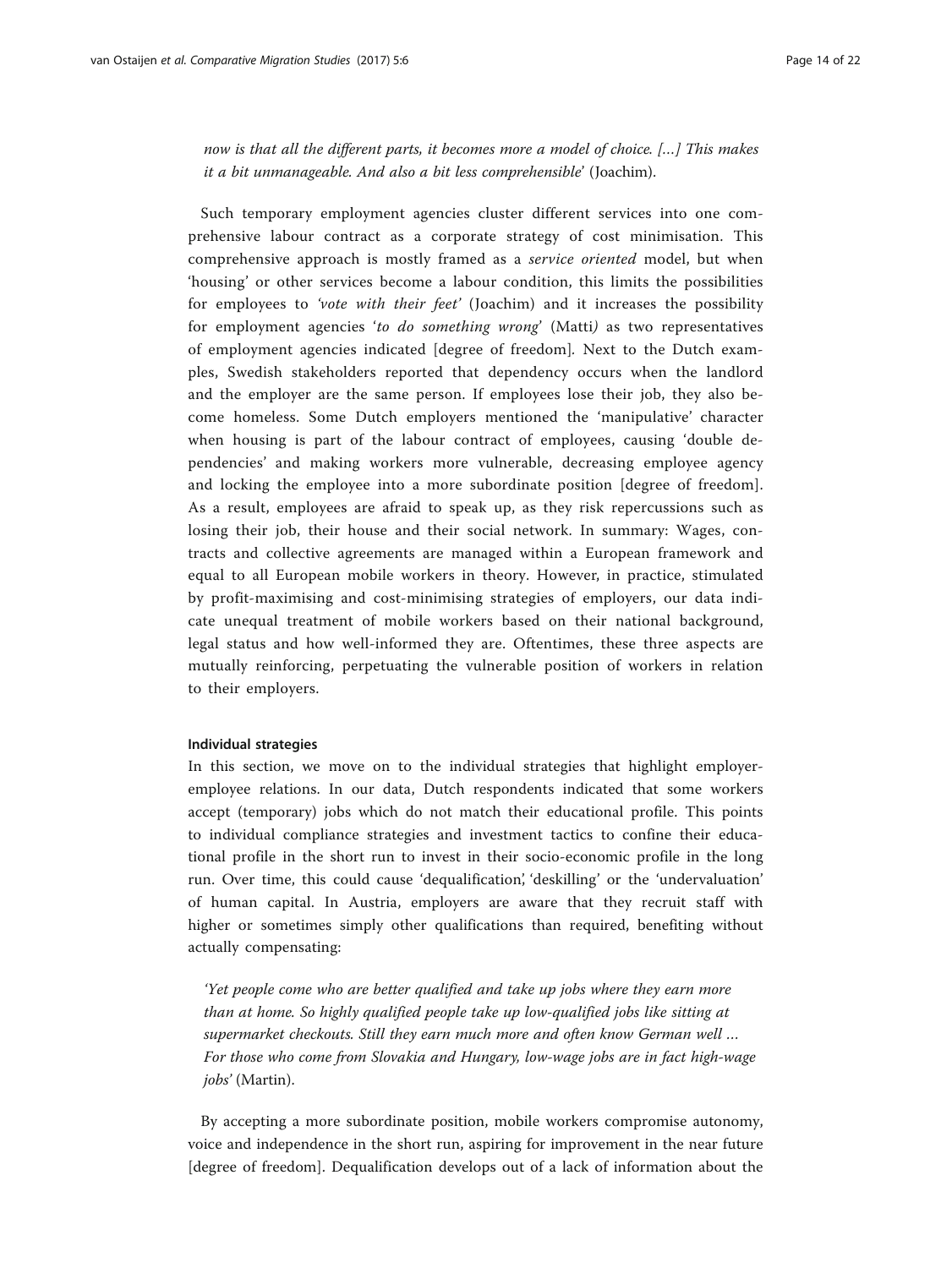*now is that all the different parts, it becomes more a model of choice. […] This makes it a bit unmanageable. And also a bit less comprehensible*' (Joachim).

Such temporary employment agencies cluster different services into one comprehensive labour contract as a corporate strategy of cost minimisation. This comprehensive approach is mostly framed as a *service oriented* model, but when 'housing' or other services become a labour condition, this limits the possibilities for employees to *'vote with their feet'* (Joachim) and it increases the possibility for employment agencies '*to do something wrong*' (Matti*)* as two representatives of employment agencies indicated [degree of freedom]. Next to the Dutch examples, Swedish stakeholders reported that dependency occurs when the landlord and the employer are the same person. If employees lose their job, they also become homeless. Some Dutch employers mentioned the 'manipulative' character when housing is part of the labour contract of employees, causing 'double dependencies' and making workers more vulnerable, decreasing employee agency and locking the employee into a more subordinate position [degree of freedom]. As a result, employees are afraid to speak up, as they risk repercussions such as losing their job, their house and their social network. In summary: Wages, contracts and collective agreements are managed within a European framework and equal to all European mobile workers in theory. However, in practice, stimulated by profit-maximising and cost-minimising strategies of employers, our data indicate unequal treatment of mobile workers based on their national background, legal status and how well-informed they are. Oftentimes, these three aspects are mutually reinforcing, perpetuating the vulnerable position of workers in relation to their employers.

#### Individual strategies

In this section, we move on to the individual strategies that highlight employer-employee relations. In our data, Dutch respondents indicated that some workers accept (temporary) jobs which do not match their educational profile. This points to individual compliance strategies and investment tactics to confine their educational profile in the short run to invest in their socio-economic profile in the long run. Over time, this could cause 'dequalification', 'deskilling' or the 'undervaluation' of human capital. In Austria, employers are aware that they recruit staff with higher or sometimes simply other qualifications than required, benefiting without actually compensating:

> *'Yet people come who are better qualified and take up jobs where they earn more than at home. So highly qualified people take up low-qualified jobs like sitting at supermarket checkouts. Still they earn much more and often know German well … For those who come from Slovakia and Hungary, low-wage jobs are in fact high-wage jobs'* (Martin).

By accepting a more subordinate position, mobile workers compromise autonomy, voice and independence in the short run, aspiring for improvement in the near future [degree of freedom]. Dequalification develops out of a lack of information about the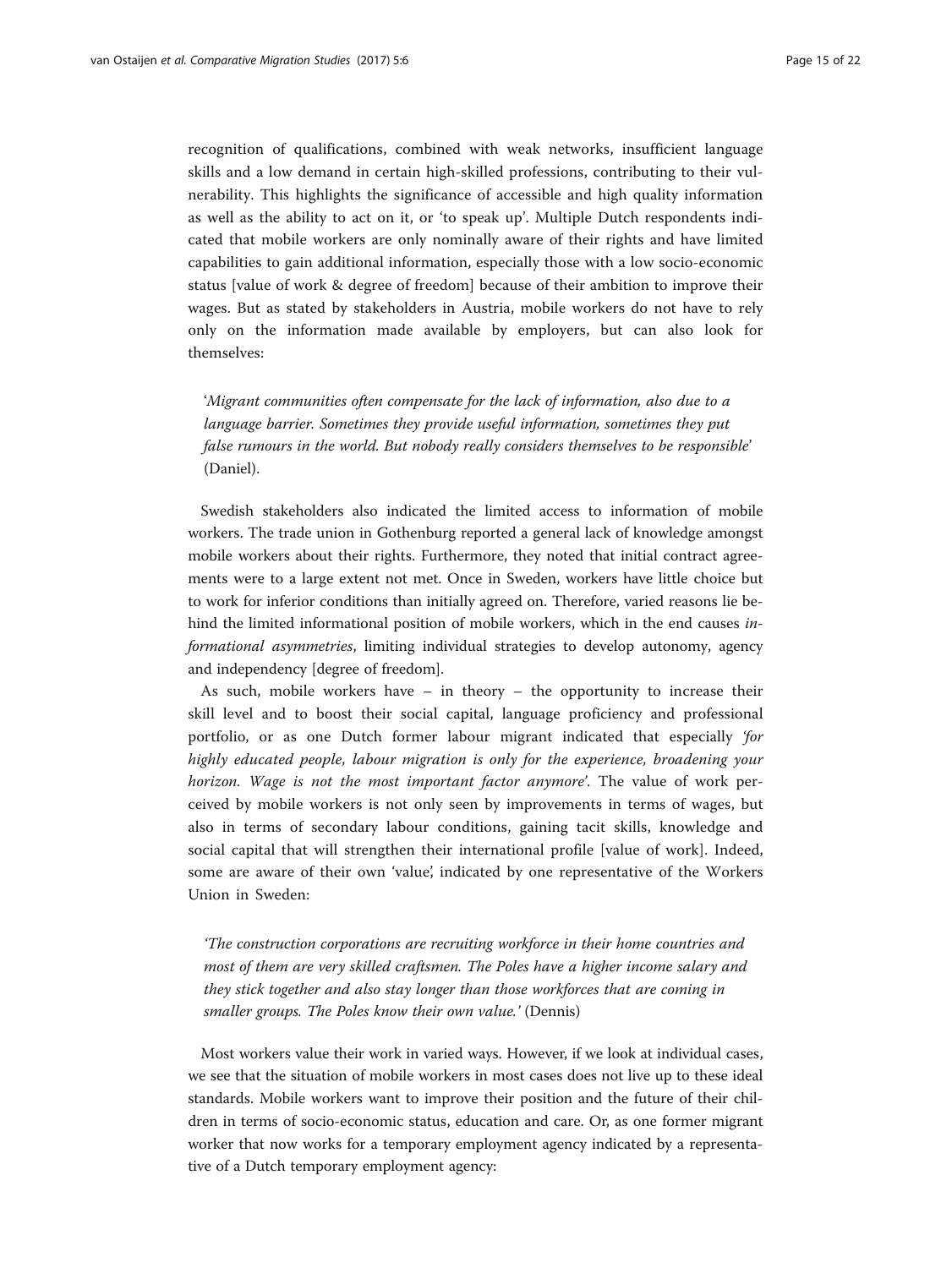recognition of qualifications, combined with weak networks, insufficient language skills and a low demand in certain high-skilled professions, contributing to their vulnerability. This highlights the significance of accessible and high quality information as well as the ability to act on it, or 'to speak up'. Multiple Dutch respondents indicated that mobile workers are only nominally aware of their rights and have limited capabilities to gain additional information, especially those with a low socio-economic status [value of work & degree of freedom] because of their ambition to improve their wages. But as stated by stakeholders in Austria, mobile workers do not have to rely only on the information made available by employers, but can also look for themselves:

> '*Migrant communities often compensate for the lack of information, also due to a language barrier. Sometimes they provide useful information, sometimes they put false rumours in the world. But nobody really considers themselves to be responsible*' (Daniel).

Swedish stakeholders also indicated the limited access to information of mobile workers. The trade union in Gothenburg reported a general lack of knowledge amongst mobile workers about their rights. Furthermore, they noted that initial contract agreements were to a large extent not met. Once in Sweden, workers have little choice but to work for inferior conditions than initially agreed on. Therefore, varied reasons lie behind the limited informational position of mobile workers, which in the end causes *informational asymmetries*, limiting individual strategies to develop autonomy, agency and independency [degree of freedom].

As such, mobile workers have – in theory – the opportunity to increase their skill level and to boost their social capital, language proficiency and professional portfolio, or as one Dutch former labour migrant indicated that especially *'for highly educated people, labour migration is only for the experience, broadening your horizon. Wage is not the most important factor anymore'*. The value of work perceived by mobile workers is not only seen by improvements in terms of wages, but also in terms of secondary labour conditions, gaining tacit skills, knowledge and social capital that will strengthen their international profile [value of work]. Indeed, some are aware of their own 'value', indicated by one representative of the Workers Union in Sweden:

> *'The construction corporations are recruiting workforce in their home countries and most of them are very skilled craftsmen. The Poles have a higher income salary and they stick together and also stay longer than those workforces that are coming in smaller groups. The Poles know their own value.'* (Dennis)

Most workers value their work in varied ways. However, if we look at individual cases, we see that the situation of mobile workers in most cases does not live up to these ideal standards. Mobile workers want to improve their position and the future of their children in terms of socio-economic status, education and care. Or, as one former migrant worker that now works for a temporary employment agency indicated by a representative of a Dutch temporary employment agency: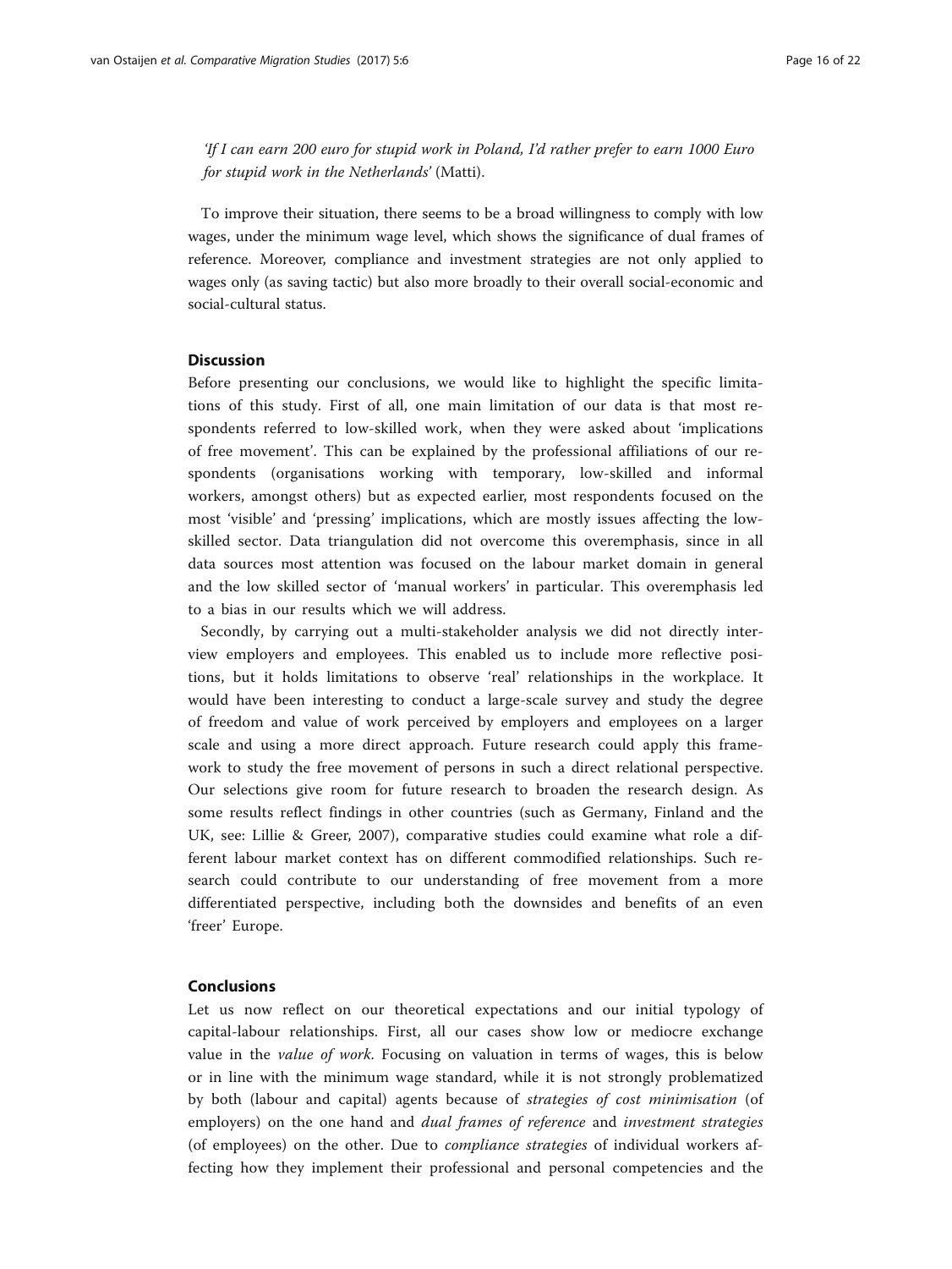*'If I can earn 200 euro for stupid work in Poland, I'd rather prefer to earn 1000 Euro for stupid work in the Netherlands'* (Matti).

To improve their situation, there seems to be a broad willingness to comply with low wages, under the minimum wage level, which shows the significance of dual frames of reference. Moreover, compliance and investment strategies are not only applied to wages only (as saving tactic) but also more broadly to their overall social-economic and social-cultural status.

## Discussion

Before presenting our conclusions, we would like to highlight the specific limitations of this study. First of all, one main limitation of our data is that most respondents referred to low-skilled work, when they were asked about 'implications of free movement'. This can be explained by the professional affiliations of our respondents (organisations working with temporary, low-skilled and informal workers, amongst others) but as expected earlier, most respondents focused on the most 'visible' and 'pressing' implications, which are mostly issues affecting the low-skilled sector. Data triangulation did not overcome this overemphasis, since in all data sources most attention was focused on the labour market domain in general and the low skilled sector of 'manual workers' in particular. This overemphasis led to a bias in our results which we will address.

Secondly, by carrying out a multi-stakeholder analysis we did not directly interview employers and employees. This enabled us to include more reflective positions, but it holds limitations to observe 'real' relationships in the workplace. It would have been interesting to conduct a large-scale survey and study the degree of freedom and value of work perceived by employers and employees on a larger scale and using a more direct approach. Future research could apply this framework to study the free movement of persons in such a direct relational perspective. Our selections give room for future research to broaden the research design. As some results reflect findings in other countries (such as Germany, Finland and the UK, see: Lillie & Greer, 2007), comparative studies could examine what role a different labour market context has on different commodified relationships. Such research could contribute to our understanding of free movement from a more differentiated perspective, including both the downsides and benefits of an even 'freer' Europe.

## Conclusions

Let us now reflect on our theoretical expectations and our initial typology of capital-labour relationships. First, all our cases show low or mediocre exchange value in the *value of work*. Focusing on valuation in terms of wages, this is below or in line with the minimum wage standard, while it is not strongly problematized by both (labour and capital) agents because of *strategies of cost minimisation* (of employers) on the one hand and *dual frames of reference* and *investment strategies* (of employees) on the other. Due to *compliance strategies* of individual workers affecting how they implement their professional and personal competencies and the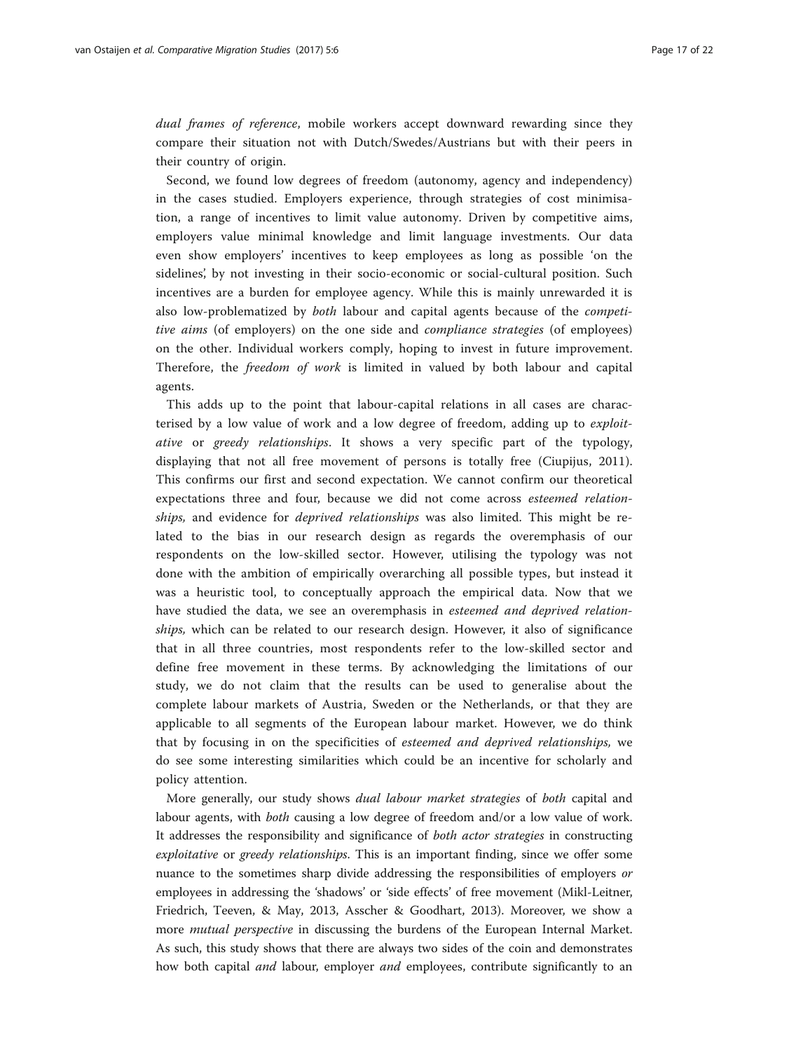*dual frames of reference*, mobile workers accept downward rewarding since they compare their situation not with Dutch/Swedes/Austrians but with their peers in their country of origin.

Second, we found low degrees of freedom (autonomy, agency and independency) in the cases studied. Employers experience, through strategies of cost minimisation, a range of incentives to limit value autonomy. Driven by competitive aims, employers value minimal knowledge and limit language investments. Our data even show employers' incentives to keep employees as long as possible 'on the sidelines', by not investing in their socio-economic or social-cultural position. Such incentives are a burden for employee agency. While this is mainly unrewarded it is also low-problematized by *both* labour and capital agents because of the *competitive aims* (of employers) on the one side and *compliance strategies* (of employees) on the other. Individual workers comply, hoping to invest in future improvement. Therefore, the *freedom of work* is limited in valued by both labour and capital agents.

This adds up to the point that labour-capital relations in all cases are characterised by a low value of work and a low degree of freedom, adding up to *exploitative* or *greedy relationships*. It shows a very specific part of the typology, displaying that not all free movement of persons is totally free (Ciupijus, 2011). This confirms our first and second expectation. We cannot confirm our theoretical expectations three and four, because we did not come across *esteemed relationships,* and evidence for *deprived relationships* was also limited. This might be related to the bias in our research design as regards the overemphasis of our respondents on the low-skilled sector. However, utilising the typology was not done with the ambition of empirically overarching all possible types, but instead it was a heuristic tool, to conceptually approach the empirical data. Now that we have studied the data, we see an overemphasis in *esteemed and deprived relationships,* which can be related to our research design. However, it also of significance that in all three countries, most respondents refer to the low-skilled sector and define free movement in these terms. By acknowledging the limitations of our study, we do not claim that the results can be used to generalise about the complete labour markets of Austria, Sweden or the Netherlands, or that they are applicable to all segments of the European labour market. However, we do think that by focusing in on the specificities of *esteemed and deprived relationships,* we do see some interesting similarities which could be an incentive for scholarly and policy attention.

More generally, our study shows *dual labour market strategies* of *both* capital and labour agents, with *both* causing a low degree of freedom and/or a low value of work. It addresses the responsibility and significance of *both actor strategies* in constructing *exploitative* or *greedy relationships*. This is an important finding, since we offer some nuance to the sometimes sharp divide addressing the responsibilities of employers *or* employees in addressing the 'shadows' or 'side effects' of free movement (Mikl-Leitner, Friedrich, Teeven, & May, 2013, Asscher & Goodhart, 2013). Moreover, we show a more *mutual perspective* in discussing the burdens of the European Internal Market. As such, this study shows that there are always two sides of the coin and demonstrates how both capital *and* labour, employer *and* employees, contribute significantly to an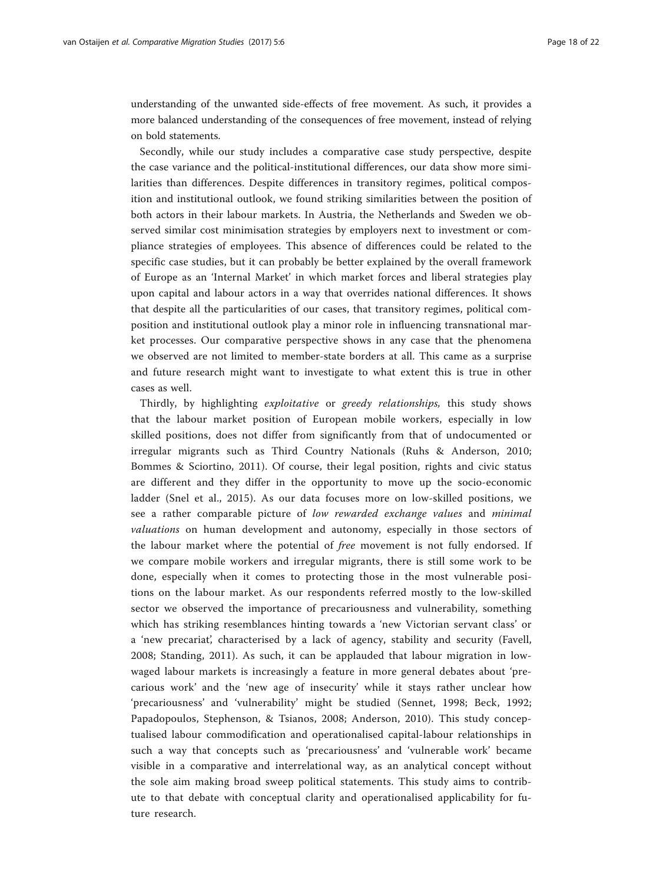understanding of the unwanted side-effects of free movement. As such, it provides a more balanced understanding of the consequences of free movement, instead of relying on bold statements.

Secondly, while our study includes a comparative case study perspective, despite the case variance and the political-institutional differences, our data show more similarities than differences. Despite differences in transitory regimes, political composition and institutional outlook, we found striking similarities between the position of both actors in their labour markets. In Austria, the Netherlands and Sweden we observed similar cost minimisation strategies by employers next to investment or compliance strategies of employees. This absence of differences could be related to the specific case studies, but it can probably be better explained by the overall framework of Europe as an 'Internal Market' in which market forces and liberal strategies play upon capital and labour actors in a way that overrides national differences. It shows that despite all the particularities of our cases, that transitory regimes, political composition and institutional outlook play a minor role in influencing transnational market processes. Our comparative perspective shows in any case that the phenomena we observed are not limited to member-state borders at all. This came as a surprise and future research might want to investigate to what extent this is true in other cases as well.

Thirdly, by highlighting *exploitative* or *greedy relationships,* this study shows that the labour market position of European mobile workers, especially in low skilled positions, does not differ from significantly from that of undocumented or irregular migrants such as Third Country Nationals (Ruhs & Anderson, 2010; Bommes & Sciortino, 2011). Of course, their legal position, rights and civic status are different and they differ in the opportunity to move up the socio-economic ladder (Snel et al., 2015). As our data focuses more on low-skilled positions, we see a rather comparable picture of *low rewarded exchange values* and *minimal valuations* on human development and autonomy, especially in those sectors of the labour market where the potential of *free* movement is not fully endorsed. If we compare mobile workers and irregular migrants, there is still some work to be done, especially when it comes to protecting those in the most vulnerable positions on the labour market. As our respondents referred mostly to the low-skilled sector we observed the importance of precariousness and vulnerability, something which has striking resemblances hinting towards a 'new Victorian servant class' or a 'new precariat', characterised by a lack of agency, stability and security (Favell, 2008; Standing, 2011). As such, it can be applauded that labour migration in low-waged labour markets is increasingly a feature in more general debates about 'precarious work' and the 'new age of insecurity' while it stays rather unclear how 'precariousness' and 'vulnerability' might be studied (Sennet, 1998; Beck, 1992; Papadopoulos, Stephenson, & Tsianos, 2008; Anderson, 2010). This study conceptualised labour commodification and operationalised capital-labour relationships in such a way that concepts such as 'precariousness' and 'vulnerable work' became visible in a comparative and interrelational way, as an analytical concept without the sole aim making broad sweep political statements. This study aims to contribute to that debate with conceptual clarity and operationalised applicability for future research.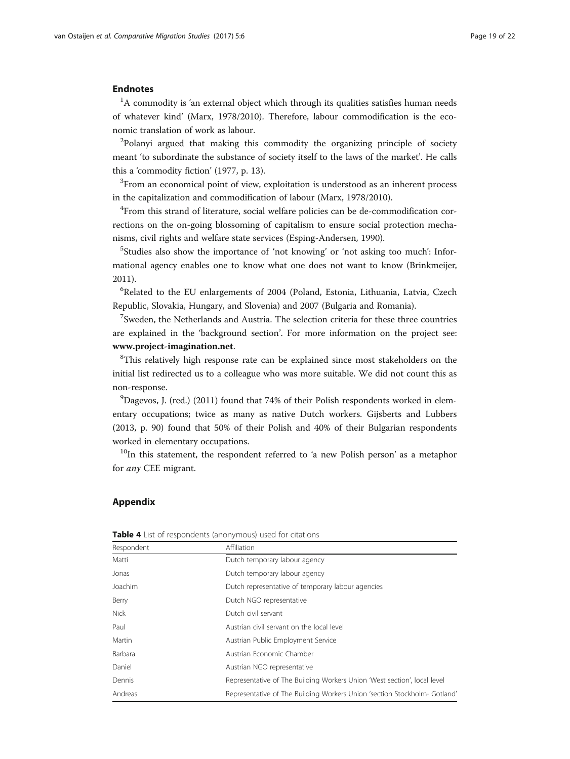## Endnotes

[1]A commodity is 'an external object which through its qualities satisfies human needs of whatever kind' (Marx, 1978/2010). Therefore, labour commodification is the economic translation of work as labour.

[2]Polanyi argued that making this commodity the organizing principle of society meant 'to subordinate the substance of society itself to the laws of the market'. He calls this a 'commodity fiction' (1977, p. 13).

[3]From an economical point of view, exploitation is understood as an inherent process in the capitalization and commodification of labour (Marx, 1978/2010).

[4]From this strand of literature, social welfare policies can be de-commodification corrections on the on-going blossoming of capitalism to ensure social protection mechanisms, civil rights and welfare state services (Esping-Andersen, 1990).

[5]Studies also show the importance of 'not knowing' or 'not asking too much': Informational agency enables one to know what one does not want to know (Brinkmeijer, 2011).

[6]Related to the EU enlargements of 2004 (Poland, Estonia, Lithuania, Latvia, Czech Republic, Slovakia, Hungary, and Slovenia) and 2007 (Bulgaria and Romania).

[7]Sweden, the Netherlands and Austria. The selection criteria for these three countries are explained in the 'background section'. For more information on the project see: **www.project-imagination.net**.

[8]This relatively high response rate can be explained since most stakeholders on the initial list redirected us to a colleague who was more suitable. We did not count this as non-response.

[9]Dagevos, J. (red.) (2011) found that 74% of their Polish respondents worked in elementary occupations; twice as many as native Dutch workers. Gijsberts and Lubbers (2013, p. 90) found that 50% of their Polish and 40% of their Bulgarian respondents worked in elementary occupations.

[10]In this statement, the respondent referred to 'a new Polish person' as a metaphor for *any* CEE migrant.

## Appendix

**Table 4** List of respondents (anonymous) used for citations

| Respondent | Affiliation |
|---|---|
| Matti | Dutch temporary labour agency |
| Jonas | Dutch temporary labour agency |
| Joachim | Dutch representative of temporary labour agencies |
| Berry | Dutch NGO representative |
| Nick | Dutch civil servant |
| Paul | Austrian civil servant on the local level |
| Martin | Austrian Public Employment Service |
| Barbara | Austrian Economic Chamber |
| Daniel | Austrian NGO representative |
| Dennis | Representative of The Building Workers Union 'West section', local level |
| Andreas | Representative of The Building Workers Union 'section Stockholm- Gotland' |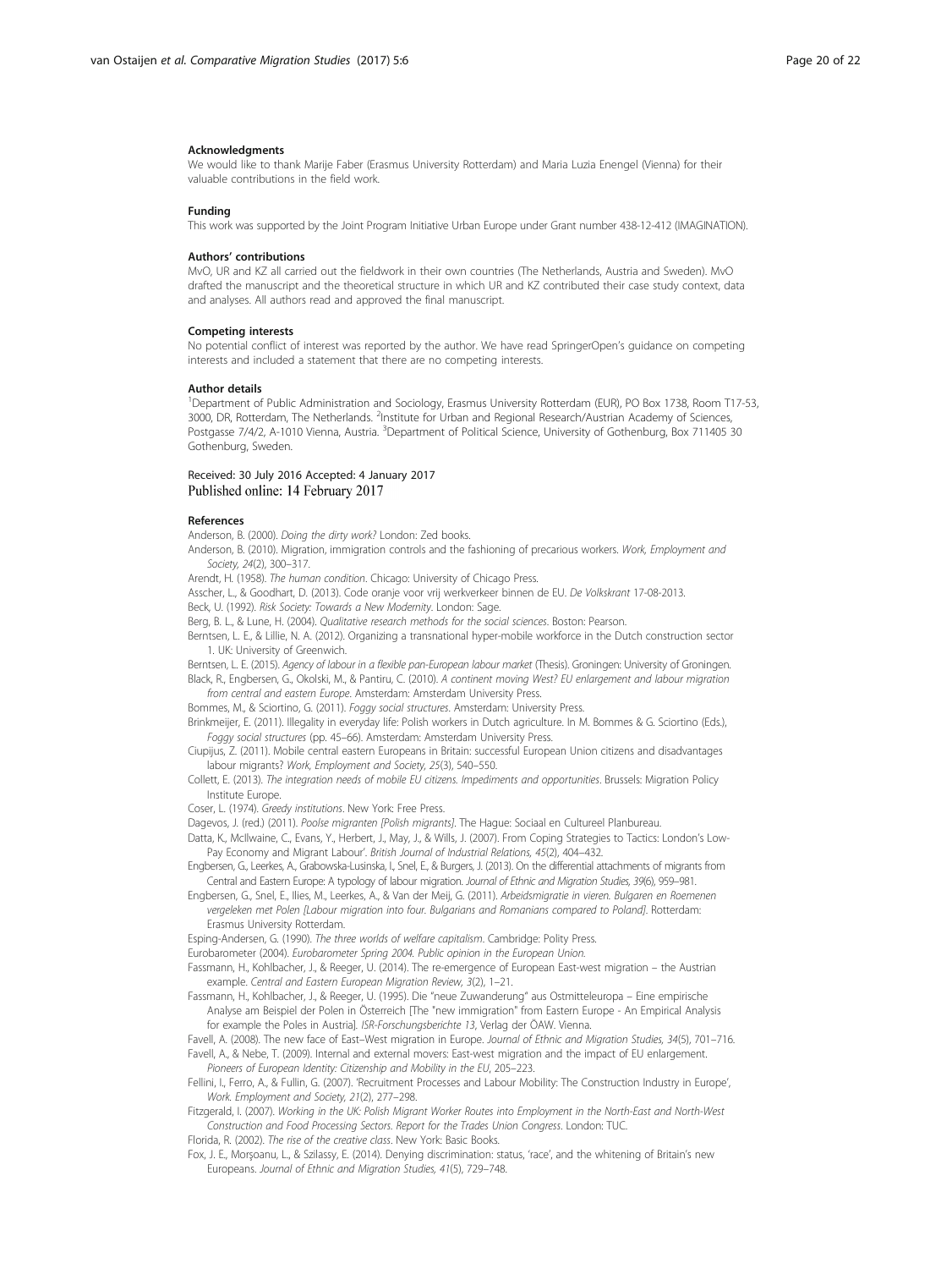### Acknowledgments

We would like to thank Marije Faber (Erasmus University Rotterdam) and Maria Luzia Enengel (Vienna) for their valuable contributions in the field work.

### Funding

This work was supported by the Joint Program Initiative Urban Europe under Grant number 438-12-412 (IMAGINATION).

### Authors' contributions

MvO, UR and KZ all carried out the fieldwork in their own countries (The Netherlands, Austria and Sweden). MvO drafted the manuscript and the theoretical structure in which UR and KZ contributed their case study context, data and analyses. All authors read and approved the final manuscript.

### Competing interests

No potential conflict of interest was reported by the author. We have read SpringerOpen's guidance on competing interests and included a statement that there are no competing interests.

### Author details

[1]Department of Public Administration and Sociology, Erasmus University Rotterdam (EUR), PO Box 1738, Room T17-53, 3000, DR, Rotterdam, The Netherlands. [2]Institute for Urban and Regional Research/Austrian Academy of Sciences, Postgasse 7/4/2, A-1010 Vienna, Austria. [3]Department of Political Science, University of Gothenburg, Box 711405 30 Gothenburg, Sweden.

Received: 30 July 2016 Accepted: 4 January 2017
Published online: 14 February 2017

### References

Anderson, B. (2000). *Doing the dirty work?* London: Zed books.

Anderson, B. (2010). Migration, immigration controls and the fashioning of precarious workers. *Work, Employment and Society, 24*(2), 300–317.

Arendt, H. (1958). *The human condition*. Chicago: University of Chicago Press.

Asscher, L., & Goodhart, D. (2013). Code oranje voor vrij werkverkeer binnen de EU. *De Volkskrant* 17-08-2013.

Beck, U. (1992). *Risk Society: Towards a New Modernity*. London: Sage.

Berg, B. L., & Lune, H. (2004). *Qualitative research methods for the social sciences*. Boston: Pearson.

Berntsen, L. E., & Lillie, N. A. (2012). Organizing a transnational hyper-mobile workforce in the Dutch construction sector 1. UK: University of Greenwich.

Berntsen, L. E. (2015). *Agency of labour in a flexible pan-European labour market* (Thesis). Groningen: University of Groningen.

Black, R., Engbersen, G., Okolski, M., & Pantiru, C. (2010). *A continent moving West? EU enlargement and labour migration from central and eastern Europe*. Amsterdam: Amsterdam University Press.

Bommes, M., & Sciortino, G. (2011). *Foggy social structures*. Amsterdam: University Press.

Brinkmeijer, E. (2011). Illegality in everyday life: Polish workers in Dutch agriculture. In M. Bommes & G. Sciortino (Eds.), *Foggy social structures* (pp. 45–66). Amsterdam: Amsterdam University Press.

Ciupijus, Z. (2011). Mobile central eastern Europeans in Britain: successful European Union citizens and disadvantages labour migrants? *Work, Employment and Society, 25*(3), 540–550.

Collett, E. (2013). *The integration needs of mobile EU citizens. Impediments and opportunities*. Brussels: Migration Policy Institute Europe.

Coser, L. (1974). *Greedy institutions*. New York: Free Press.

Dagevos, J. (red.) (2011). *Poolse migranten [Polish migrants]*. The Hague: Sociaal en Cultureel Planbureau.

Datta, K., McIlwaine, C., Evans, Y., Herbert, J., May, J., & Wills, J. (2007). From Coping Strategies to Tactics: London's Low-Pay Economy and Migrant Labour'. *British Journal of Industrial Relations, 45*(2), 404–432.

Engbersen, G., Leerkes, A., Grabowska-Lusinska, I., Snel, E., & Burgers, J. (2013). On the differential attachments of migrants from Central and Eastern Europe: A typology of labour migration. *Journal of Ethnic and Migration Studies, 39*(6), 959–981.

Engbersen, G., Snel, E., Ilies, M., Leerkes, A., & Van der Meij, G. (2011). *Arbeidsmigratie in vieren. Bulgaren en Roemenen vergeleken met Polen [Labour migration into four. Bulgarians and Romanians compared to Poland]*. Rotterdam: Erasmus University Rotterdam.

Esping-Andersen, G. (1990). *The three worlds of welfare capitalism*. Cambridge: Polity Press.

Eurobarometer (2004). *Eurobarometer Spring 2004. Public opinion in the European Union*.

Fassmann, H., Kohlbacher, J., & Reeger, U. (2014). The re-emergence of European East-west migration – the Austrian example. *Central and Eastern European Migration Review, 3*(2), 1–21.

Fassmann, H., Kohlbacher, J., & Reeger, U. (1995). Die "neue Zuwanderung" aus Ostmitteleuropa – Eine empirische Analyse am Beispiel der Polen in Österreich [The "new immigration" from Eastern Europe - An Empirical Analysis for example the Poles in Austria]. *ISR-Forschungsberichte 13*, Verlag der ÖAW. Vienna.

Favell, A. (2008). The new face of East–West migration in Europe. *Journal of Ethnic and Migration Studies, 34*(5), 701–716.

Favell, A., & Nebe, T. (2009). Internal and external movers: East-west migration and the impact of EU enlargement. *Pioneers of European Identity: Citizenship and Mobility in the EU*, 205–223.

Fellini, I., Ferro, A., & Fullin, G. (2007). 'Recruitment Processes and Labour Mobility: The Construction Industry in Europe', *Work. Employment and Society, 21*(2), 277–298.

Fitzgerald, I. (2007). *Working in the UK: Polish Migrant Worker Routes into Employment in the North-East and North-West Construction and Food Processing Sectors. Report for the Trades Union Congress*. London: TUC.

Florida, R. (2002). *The rise of the creative class*. New York: Basic Books.

Fox, J. E., Morşoanu, L., & Szilassy, E. (2014). Denying discrimination: status, 'race', and the whitening of Britain's new Europeans. *Journal of Ethnic and Migration Studies, 41*(5), 729–748.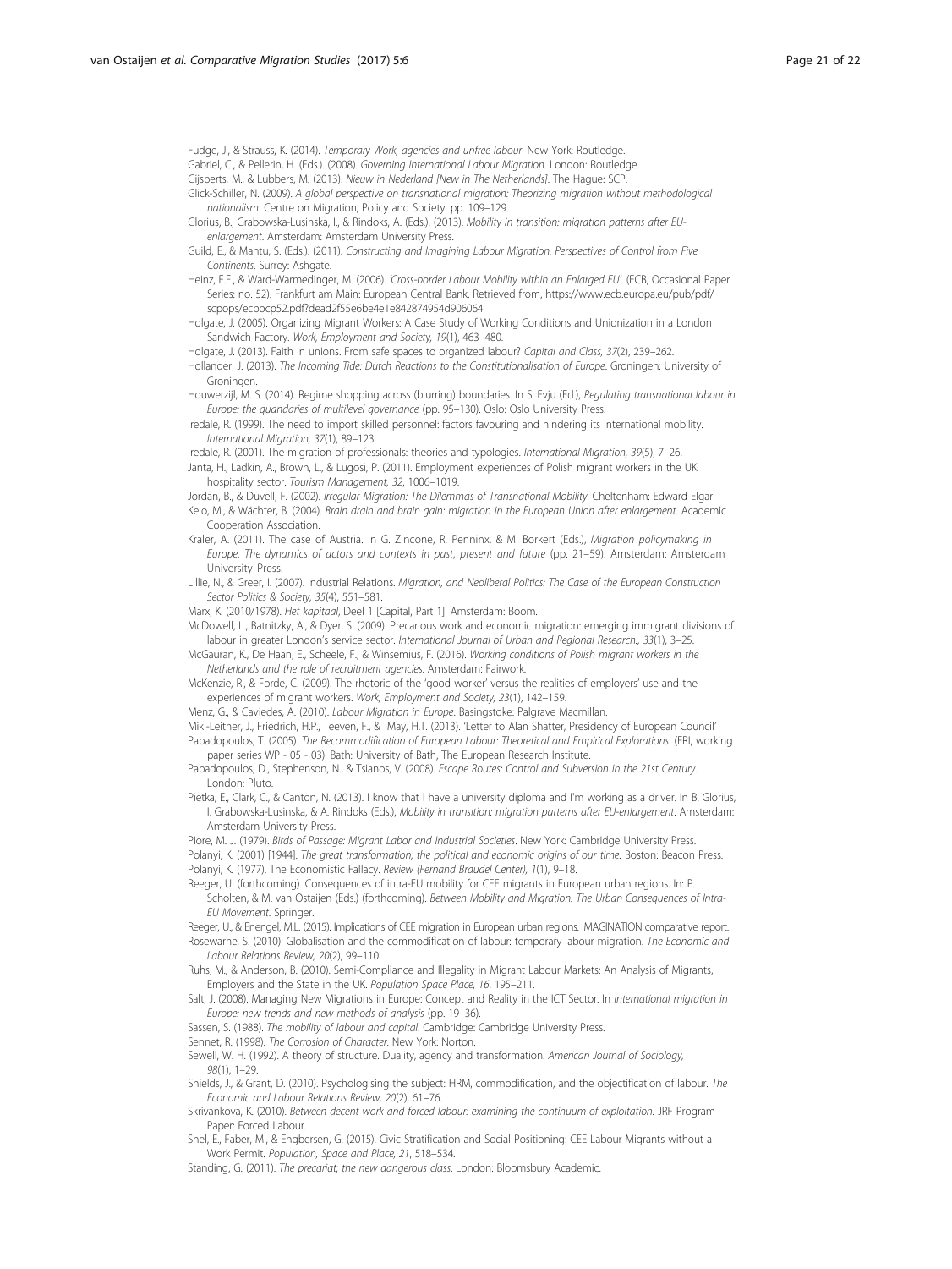Fudge, J., & Strauss, K. (2014). *Temporary Work, agencies and unfree labour*. New York: Routledge.

Gabriel, C., & Pellerin, H. (Eds.). (2008). *Governing International Labour Migration*. London: Routledge.

Gijsberts, M., & Lubbers, M. (2013). *Nieuw in Nederland [New in The Netherlands]*. The Hague: SCP.

Glick-Schiller, N. (2009). *A global perspective on transnational migration: Theorizing migration without methodological nationalism*. Centre on Migration, Policy and Society. pp. 109–129.

Glorius, B., Grabowska-Lusinska, I., & Rindoks, A. (Eds.). (2013). *Mobility in transition: migration patterns after EU-enlargement*. Amsterdam: Amsterdam University Press.

Guild, E., & Mantu, S. (Eds.). (2011). *Constructing and Imagining Labour Migration. Perspectives of Control from Five Continents*. Surrey: Ashgate.

Heinz, F.F., & Ward-Warmedinger, M. (2006). *'Cross-border Labour Mobility within an Enlarged EU'*. (ECB, Occasional Paper Series: no. 52). Frankfurt am Main: European Central Bank. Retrieved from, https://www.ecb.europa.eu/pub/pdf/scpops/ecbocp52.pdf?dead2f55e6be4e1e842874954d906064

Holgate, J. (2005). Organizing Migrant Workers: A Case Study of Working Conditions and Unionization in a London Sandwich Factory. *Work, Employment and Society, 19*(1), 463–480.

Holgate, J. (2013). Faith in unions. From safe spaces to organized labour? *Capital and Class, 37*(2), 239–262.

Hollander, J. (2013). *The Incoming Tide: Dutch Reactions to the Constitutionalisation of Europe*. Groningen: University of Groningen.

Houwerzijl, M. S. (2014). Regime shopping across (blurring) boundaries. In S. Evju (Ed.), *Regulating transnational labour in Europe: the quandaries of multilevel governance* (pp. 95–130). Oslo: Oslo University Press.

Iredale, R. (1999). The need to import skilled personnel: factors favouring and hindering its international mobility. *International Migration, 37*(1), 89–123.

Iredale, R. (2001). The migration of professionals: theories and typologies. *International Migration, 39*(5), 7–26.

Janta, H., Ladkin, A., Brown, L., & Lugosi, P. (2011). Employment experiences of Polish migrant workers in the UK hospitality sector. *Tourism Management, 32*, 1006–1019.

Jordan, B., & Duvell, F. (2002). *Irregular Migration: The Dilemmas of Transnational Mobility*. Cheltenham: Edward Elgar.

Kelo, M., & Wächter, B. (2004). *Brain drain and brain gain: migration in the European Union after enlargement*. Academic Cooperation Association.

Kraler, A. (2011). The case of Austria. In G. Zincone, R. Penninx, & M. Borkert (Eds.), *Migration policymaking in Europe. The dynamics of actors and contexts in past, present and future* (pp. 21–59). Amsterdam: Amsterdam University Press.

Lillie, N., & Greer, I. (2007). Industrial Relations. *Migration, and Neoliberal Politics: The Case of the European Construction Sector Politics & Society, 35*(4), 551–581.

Marx, K. (2010/1978). *Het kapitaal*, Deel 1 [Capital, Part 1]. Amsterdam: Boom.

McDowell, L., Batnitzky, A., & Dyer, S. (2009). Precarious work and economic migration: emerging immigrant divisions of labour in greater London's service sector. *International Journal of Urban and Regional Research., 33*(1), 3–25.

McGauran, K., De Haan, E., Scheele, F., & Winsemius, F. (2016). *Working conditions of Polish migrant workers in the Netherlands and the role of recruitment agencies*. Amsterdam: Fairwork.

McKenzie, R., & Forde, C. (2009). The rhetoric of the 'good worker' versus the realities of employers' use and the experiences of migrant workers. *Work, Employment and Society, 23*(1), 142–159.

Menz, G., & Caviedes, A. (2010). *Labour Migration in Europe*. Basingstoke: Palgrave Macmillan.

Mikl-Leitner, J., Friedrich, H.P., Teeven, F., & May, H.T. (2013). 'Letter to Alan Shatter, Presidency of European Council'

Papadopoulos, T. (2005). *The Recommodification of European Labour: Theoretical and Empirical Explorations*. (ERI, working paper series WP - 05 - 03). Bath: University of Bath, The European Research Institute.

Papadopoulos, D., Stephenson, N., & Tsianos, V. (2008). *Escape Routes: Control and Subversion in the 21st Century*. London: Pluto.

Pietka, E., Clark, C., & Canton, N. (2013). I know that I have a university diploma and I'm working as a driver. In B. Glorius, I. Grabowska-Lusinska, & A. Rindoks (Eds.), *Mobility in transition: migration patterns after EU-enlargement*. Amsterdam: Amsterdam University Press.

Piore, M. J. (1979). *Birds of Passage: Migrant Labor and Industrial Societies*. New York: Cambridge University Press.

Polanyi, K. (2001) [1944]. *The great transformation; the political and economic origins of our time*. Boston: Beacon Press.

Polanyi, K. (1977). The Economistic Fallacy. *Review (Fernand Braudel Center), 1*(1), 9–18.

Reeger, U. (forthcoming). Consequences of intra-EU mobility for CEE migrants in European urban regions. In: P. Scholten, & M. van Ostaijen (Eds.) (forthcoming). *Between Mobility and Migration. The Urban Consequences of Intra-EU Movement*. Springer.

Reeger, U., & Enengel, M.L. (2015). Implications of CEE migration in European urban regions. IMAGINATION comparative report.

Rosewarne, S. (2010). Globalisation and the commodification of labour: temporary labour migration. *The Economic and Labour Relations Review, 20*(2), 99–110.

Ruhs, M., & Anderson, B. (2010). Semi-Compliance and Illegality in Migrant Labour Markets: An Analysis of Migrants, Employers and the State in the UK. *Population Space Place, 16*, 195–211.

Salt, J. (2008). Managing New Migrations in Europe: Concept and Reality in the ICT Sector. In *International migration in Europe: new trends and new methods of analysis* (pp. 19–36).

Sassen, S. (1988). *The mobility of labour and capital*. Cambridge: Cambridge University Press.

Sennet, R. (1998). *The Corrosion of Character*. New York: Norton.

Sewell, W. H. (1992). A theory of structure. Duality, agency and transformation. *American Journal of Sociology, 98*(1), 1–29.

Shields, J., & Grant, D. (2010). Psychologising the subject: HRM, commodification, and the objectification of labour. *The Economic and Labour Relations Review, 20*(2), 61–76.

Skrivankova, K. (2010). *Between decent work and forced labour: examining the continuum of exploitation*. JRF Program Paper: Forced Labour.

Snel, E., Faber, M., & Engbersen, G. (2015). Civic Stratification and Social Positioning: CEE Labour Migrants without a Work Permit. *Population, Space and Place, 21*, 518–534.

Standing, G. (2011). *The precariat; the new dangerous class*. London: Bloomsbury Academic.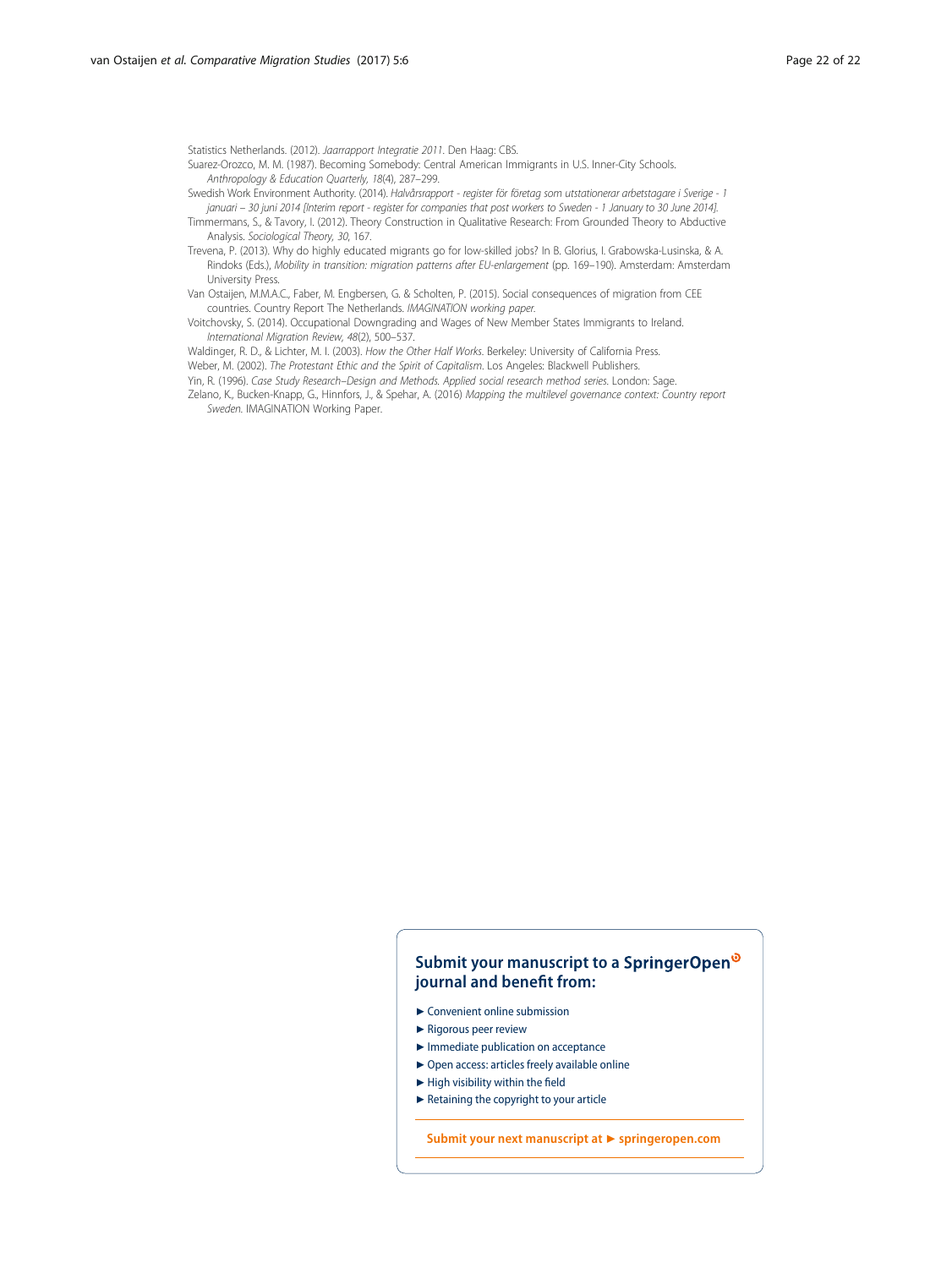Statistics Netherlands. (2012). *Jaarrapport Integratie 2011*. Den Haag: CBS.

Suarez-Orozco, M. M. (1987). Becoming Somebody: Central American Immigrants in U.S. Inner-City Schools. *Anthropology & Education Quarterly, 18*(4), 287–299.

Swedish Work Environment Authority. (2014). *Halvårsrapport - register för företag som utstationerar arbetstagare i Sverige - 1 januari – 30 juni 2014 [Interim report - register for companies that post workers to Sweden - 1 January to 30 June 2014]*.

Timmermans, S., & Tavory, I. (2012). Theory Construction in Qualitative Research: From Grounded Theory to Abductive Analysis. *Sociological Theory, 30*, 167.

Trevena, P. (2013). Why do highly educated migrants go for low-skilled jobs? In B. Glorius, I. Grabowska-Lusinska, & A. Rindoks (Eds.), *Mobility in transition: migration patterns after EU-enlargement* (pp. 169–190). Amsterdam: Amsterdam University Press.

Van Ostaijen, M.M.A.C., Faber, M. Engbersen, G. & Scholten, P. (2015). Social consequences of migration from CEE countries. Country Report The Netherlands. *IMAGINATION working paper.*

Voitchovsky, S. (2014). Occupational Downgrading and Wages of New Member States Immigrants to Ireland. *International Migration Review, 48*(2), 500–537.

Waldinger, R. D., & Lichter, M. I. (2003). *How the Other Half Works*. Berkeley: University of California Press.

Weber, M. (2002). *The Protestant Ethic and the Spirit of Capitalism*. Los Angeles: Blackwell Publishers.

Yin, R. (1996). *Case Study Research–Design and Methods. Applied social research method series.* London: Sage.

Zelano, K., Bucken-Knapp, G., Hinnfors, J., & Spehar, A. (2016) *Mapping the multilevel governance context: Country report Sweden.* IMAGINATION Working Paper.

**Submit your manuscript to a SpringerOpen journal and benefit from:**

- ► Convenient online submission
- ► Rigorous peer review
- ► Immediate publication on acceptance
- ► Open access: articles freely available online
- ► High visibility within the field
- ► Retaining the copyright to your article

**Submit your next manuscript at ► springeropen.com**